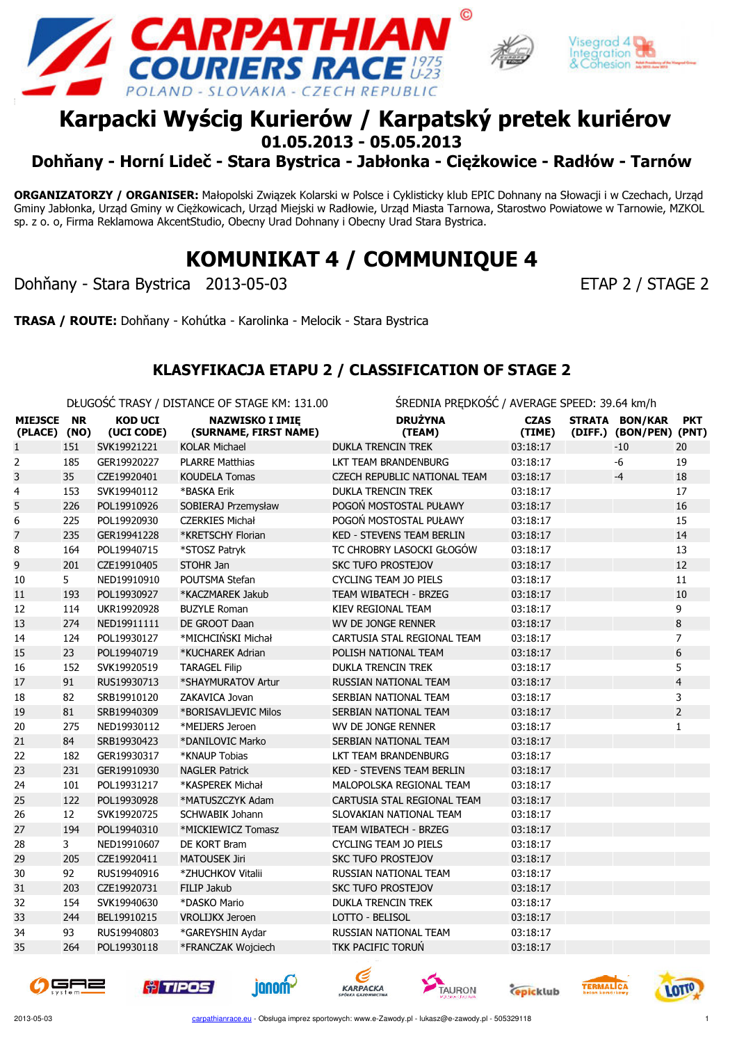# Karpacki Wyścig Kurierów / Karpatský pretek kuriérov

**01.05.2013 - 05.05.2013**

**Dohňany - Horní Lideč - Stara Bystrica - Jabłonka - Ciężkowice - Radłów - Tarnów**

**ORGANIZATORZY / ORGANISER:** Małopolski Związek Kolarski w Polsce i Cyklisticky klub EPIC Dohnany na Słowacji i w Czechach, Urząd Gminy Jabłonka, Urząd Gminy w Ciężkowicach, Urząd Miejski w Radłowie, Urząd Miasta Tarnowa, Starostwo Powiatowe w Tarnowie, MZKOL sp. z o. o, Firma Reklamowa AkcentStudio, Obecny Urad Dohnany i Obecny Urad Stara Bystrica.

## KOMUNIKAT 4 / COMMUNIQUE 4

Dohňany - Stara Bystrica 2013-05-03 ETAP 2 / STAGE 2

**TRASA / ROUTE:** Dohňany - Kohútka - Karolinka - Melocik - Stara Bystrica

### KLASYFIKACJA ETAPU 2 / CLASSIFICATION OF STAGE 2

DŁUGOŚĆ TRASY / DISTANCE OF STAGE KM: 131.00 ŚREDNIA PRĘDKOŚĆ / AVERAGE SPEED: 39.64 km/h

| MIEJSCE (PLACE) | NR (NO) | KOD UCI (UCI CODE) | NAZWISKO I IMIĘ (SURNAME, FIRST NAME) | DRUŻYNA (TEAM) | CZAS (TIME) | STRATA (DIFF.) | BON/KAR (BON/PEN) | PKT (PNT) |
|---|---|---|---|---|---|---|---|---|
| 1 | 151 | SVK19921221 | KOLAR Michael | DUKLA TRENCIN TREK | 03:18:17 | | -10 | 20 |
| 2 | 185 | GER19920227 | PLARRE Matthias | LKT TEAM BRANDENBURG | 03:18:17 | | -6 | 19 |
| 3 | 35 | CZE19920401 | KOUDELA Tomas | CZECH REPUBLIC NATIONAL TEAM | 03:18:17 | | -4 | 18 |
| 4 | 153 | SVK19940112 | *BASKA Erik | DUKLA TRENCIN TREK | 03:18:17 | | | 17 |
| 5 | 226 | POL19910926 | SOBIERAJ Przemysław | POGOŃ MOSTOSTAL PUŁAWY | 03:18:17 | | | 16 |
| 6 | 225 | POL19920930 | CZERKIES Michał | POGOŃ MOSTOSTAL PUŁAWY | 03:18:17 | | | 15 |
| 7 | 235 | GER19941228 | *KRETSCHY Florian | KED - STEVENS TEAM BERLIN | 03:18:17 | | | 14 |
| 8 | 164 | POL19940715 | *STOSZ Patryk | TC CHROBRY LASOCKI GŁOGÓW | 03:18:17 | | | 13 |
| 9 | 201 | CZE19910405 | STOHR Jan | SKC TUFO PROSTEJOV | 03:18:17 | | | 12 |
| 10 | 5 | NED19910910 | POUTSMA Stefan | CYCLING TEAM JO PIELS | 03:18:17 | | | 11 |
| 11 | 193 | POL19930927 | *KACZMAREK Jakub | TEAM WIBATECH - BRZEG | 03:18:17 | | | 10 |
| 12 | 114 | UKR19920928 | BUZYLE Roman | KIEV REGIONAL TEAM | 03:18:17 | | | 9 |
| 13 | 274 | NED19911111 | DE GROOT Daan | WV DE JONGE RENNER | 03:18:17 | | | 8 |
| 14 | 124 | POL19930127 | *MICHCIŃSKI Michał | CARTUSIA STAL REGIONAL TEAM | 03:18:17 | | | 7 |
| 15 | 23 | POL19940719 | *KUCHAREK Adrian | POLISH NATIONAL TEAM | 03:18:17 | | | 6 |
| 16 | 152 | SVK19920519 | TARAGEL Filip | DUKLA TRENCIN TREK | 03:18:17 | | | 5 |
| 17 | 91 | RUS19930713 | *SHAYMURATOV Artur | RUSSIAN NATIONAL TEAM | 03:18:17 | | | 4 |
| 18 | 82 | SRB19910120 | ZAKAVICA Jovan | SERBIAN NATIONAL TEAM | 03:18:17 | | | 3 |
| 19 | 81 | SRB19940309 | *BORISAVLJEVIC Milos | SERBIAN NATIONAL TEAM | 03:18:17 | | | 2 |
| 20 | 275 | NED19930112 | *MEIJERS Jeroen | WV DE JONGE RENNER | 03:18:17 | | | 1 |
| 21 | 84 | SRB19930423 | *DANILOVIC Marko | SERBIAN NATIONAL TEAM | 03:18:17 | | | |
| 22 | 182 | GER19930317 | *KNAUP Tobias | LKT TEAM BRANDENBURG | 03:18:17 | | | |
| 23 | 231 | GER19910930 | NAGLER Patrick | KED - STEVENS TEAM BERLIN | 03:18:17 | | | |
| 24 | 101 | POL19931217 | *KASPEREK Michał | MALOPOLSKA REGIONAL TEAM | 03:18:17 | | | |
| 25 | 122 | POL19930928 | *MATUSZCZYK Adam | CARTUSIA STAL REGIONAL TEAM | 03:18:17 | | | |
| 26 | 12 | SVK19920725 | SCHWABIK Johann | SLOVAKIAN NATIONAL TEAM | 03:18:17 | | | |
| 27 | 194 | POL19940310 | *MICKIEWICZ Tomasz | TEAM WIBATECH - BRZEG | 03:18:17 | | | |
| 28 | 3 | NED19910607 | DE KORT Bram | CYCLING TEAM JO PIELS | 03:18:17 | | | |
| 29 | 205 | CZE19920411 | MATOUSEK Jiri | SKC TUFO PROSTEJOV | 03:18:17 | | | |
| 30 | 92 | RUS19940916 | *ZHUCHKOV Vitalii | RUSSIAN NATIONAL TEAM | 03:18:17 | | | |
| 31 | 203 | CZE19920731 | FILIP Jakub | SKC TUFO PROSTEJOV | 03:18:17 | | | |
| 32 | 154 | SVK19940630 | *DASKO Mario | DUKLA TRENCIN TREK | 03:18:17 | | | |
| 33 | 244 | BEL19910215 | VROLIJKX Jeroen | LOTTO - BELISOL | 03:18:17 | | | |
| 34 | 93 | RUS19940803 | *GAREYSHIN Aydar | RUSSIAN NATIONAL TEAM | 03:18:17 | | | |
| 35 | 264 | POL19930118 | *FRANCZAK Wojciech | TKK PACIFIC TORUŃ | 03:18:17 | | | |

2013-05-03 carpathianrace.eu - Obsługa imprez sportowych: www.e-Zawody.pl - lukasz@e-zawody.pl - 505329118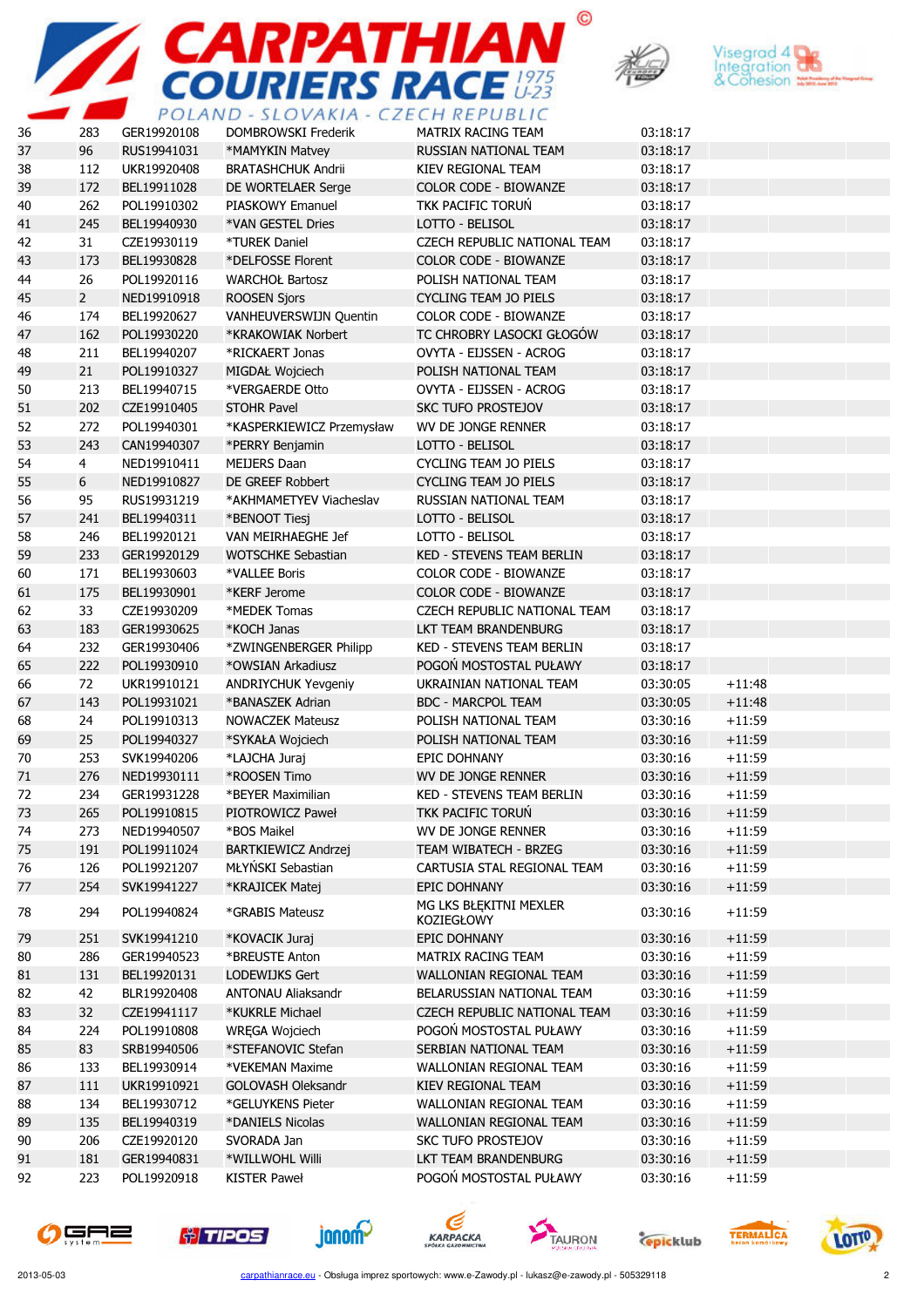| | | | | | | |
|---|---|---|---|---|---|---|
| 36 | 283 | GER19920108 | DOMBROWSKI Frederik | MATRIX RACING TEAM | 03:18:17 | |
| 37 | 96 | RUS19941031 | *MAMYKIN Matvey | RUSSIAN NATIONAL TEAM | 03:18:17 | |
| 38 | 112 | UKR19920408 | BRATASHCHUK Andrii | KIEV REGIONAL TEAM | 03:18:17 | |
| 39 | 172 | BEL19911028 | DE WORTELAER Serge | COLOR CODE - BIOWANZE | 03:18:17 | |
| 40 | 262 | POL19910302 | PIASKOWY Emanuel | TKK PACIFIC TORUŃ | 03:18:17 | |
| 41 | 245 | BEL19940930 | *VAN GESTEL Dries | LOTTO - BELISOL | 03:18:17 | |
| 42 | 31 | CZE19930119 | *TUREK Daniel | CZECH REPUBLIC NATIONAL TEAM | 03:18:17 | |
| 43 | 173 | BEL19930828 | *DELFOSSE Florent | COLOR CODE - BIOWANZE | 03:18:17 | |
| 44 | 26 | POL19920116 | WARCHOŁ Bartosz | POLISH NATIONAL TEAM | 03:18:17 | |
| 45 | 2 | NED19910918 | ROOSEN Sjors | CYCLING TEAM JO PIELS | 03:18:17 | |
| 46 | 174 | BEL19920627 | VANHEUVERSWIJN Quentin | COLOR CODE - BIOWANZE | 03:18:17 | |
| 47 | 162 | POL19930220 | *KRAKOWIAK Norbert | TC CHROBRY LASOCKI GŁOGÓW | 03:18:17 | |
| 48 | 211 | BEL19940207 | *RICKAERT Jonas | OVYTA - EIJSSEN - ACROG | 03:18:17 | |
| 49 | 21 | POL19910327 | MIGDAŁ Wojciech | POLISH NATIONAL TEAM | 03:18:17 | |
| 50 | 213 | BEL19940715 | *VERGAERDE Otto | OVYTA - EIJSSEN - ACROG | 03:18:17 | |
| 51 | 202 | CZE19910405 | STOHR Pavel | SKC TUFO PROSTEJOV | 03:18:17 | |
| 52 | 272 | POL19940301 | *KASPERKIEWICZ Przemysław | WV DE JONGE RENNER | 03:18:17 | |
| 53 | 243 | CAN19940307 | *PERRY Benjamin | LOTTO - BELISOL | 03:18:17 | |
| 54 | 4 | NED19910411 | MEIJERS Daan | CYCLING TEAM JO PIELS | 03:18:17 | |
| 55 | 6 | NED19910827 | DE GREEF Robbert | CYCLING TEAM JO PIELS | 03:18:17 | |
| 56 | 95 | RUS19931219 | *AKHMAMETYEV Viacheslav | RUSSIAN NATIONAL TEAM | 03:18:17 | |
| 57 | 241 | BEL19940311 | *BENOOT Tiesj | LOTTO - BELISOL | 03:18:17 | |
| 58 | 246 | BEL19920121 | VAN MEIRHAEGHE Jef | LOTTO - BELISOL | 03:18:17 | |
| 59 | 233 | GER19920129 | WOTSCHKE Sebastian | KED - STEVENS TEAM BERLIN | 03:18:17 | |
| 60 | 171 | BEL19930603 | *VALLEE Boris | COLOR CODE - BIOWANZE | 03:18:17 | |
| 61 | 175 | BEL19930901 | *KERF Jerome | COLOR CODE - BIOWANZE | 03:18:17 | |
| 62 | 33 | CZE19930209 | *MEDEK Tomas | CZECH REPUBLIC NATIONAL TEAM | 03:18:17 | |
| 63 | 183 | GER19930625 | *KOCH Janas | LKT TEAM BRANDENBURG | 03:18:17 | |
| 64 | 232 | GER19930406 | *ZWINGENBERGER Philipp | KED - STEVENS TEAM BERLIN | 03:18:17 | |
| 65 | 222 | POL19930910 | *OWSIAN Arkadiusz | POGOŃ MOSTOSTAL PUŁAWY | 03:18:17 | |
| 66 | 72 | UKR19910121 | ANDRIYCHUK Yevgeniy | UKRAINIAN NATIONAL TEAM | 03:30:05 | +11:48 |
| 67 | 143 | POL19931021 | *BANASZEK Adrian | BDC - MARCPOL TEAM | 03:30:05 | +11:48 |
| 68 | 24 | POL19910313 | NOWACZEK Mateusz | POLISH NATIONAL TEAM | 03:30:16 | +11:59 |
| 69 | 25 | POL19940327 | *SYKAŁA Wojciech | POLISH NATIONAL TEAM | 03:30:16 | +11:59 |
| 70 | 253 | SVK19940206 | *LAJCHA Juraj | EPIC DOHNANY | 03:30:16 | +11:59 |
| 71 | 276 | NED19930111 | *ROOSEN Timo | WV DE JONGE RENNER | 03:30:16 | +11:59 |
| 72 | 234 | GER19931228 | *BEYER Maximilian | KED - STEVENS TEAM BERLIN | 03:30:16 | +11:59 |
| 73 | 265 | POL19910815 | PIOTROWICZ Paweł | TKK PACIFIC TORUŃ | 03:30:16 | +11:59 |
| 74 | 273 | NED19940507 | *BOS Maikel | WV DE JONGE RENNER | 03:30:16 | +11:59 |
| 75 | 191 | POL19911024 | BARTKIEWICZ Andrzej | TEAM WIBATECH - BRZEG | 03:30:16 | +11:59 |
| 76 | 126 | POL19921207 | MŁYŃSKI Sebastian | CARTUSIA STAL REGIONAL TEAM | 03:30:16 | +11:59 |
| 77 | 254 | SVK19941227 | *KRAJICEK Matej | EPIC DOHNANY | 03:30:16 | +11:59 |
| 78 | 294 | POL19940824 | *GRABIS Mateusz | MG LKS BŁĘKITNI MEXLER KOZIEGŁOWY | 03:30:16 | +11:59 |
| 79 | 251 | SVK19941210 | *KOVACIK Juraj | EPIC DOHNANY | 03:30:16 | +11:59 |
| 80 | 286 | GER19940523 | *BREUSTE Anton | MATRIX RACING TEAM | 03:30:16 | +11:59 |
| 81 | 131 | BEL19920131 | LODEWIJKS Gert | WALLONIAN REGIONAL TEAM | 03:30:16 | +11:59 |
| 82 | 42 | BLR19920408 | ANTONAU Aliaksandr | BELARUSSIAN NATIONAL TEAM | 03:30:16 | +11:59 |
| 83 | 32 | CZE19941117 | *KUKRLE Michael | CZECH REPUBLIC NATIONAL TEAM | 03:30:16 | +11:59 |
| 84 | 224 | POL19910808 | WRĘGA Wojciech | POGOŃ MOSTOSTAL PUŁAWY | 03:30:16 | +11:59 |
| 85 | 83 | SRB19940506 | *STEFANOVIC Stefan | SERBIAN NATIONAL TEAM | 03:30:16 | +11:59 |
| 86 | 133 | BEL19930914 | *VEKEMAN Maxime | WALLONIAN REGIONAL TEAM | 03:30:16 | +11:59 |
| 87 | 111 | UKR19910921 | GOLOVASH Oleksandr | KIEV REGIONAL TEAM | 03:30:16 | +11:59 |
| 88 | 134 | BEL19930712 | *GELUYKENS Pieter | WALLONIAN REGIONAL TEAM | 03:30:16 | +11:59 |
| 89 | 135 | BEL19940319 | *DANIELS Nicolas | WALLONIAN REGIONAL TEAM | 03:30:16 | +11:59 |
| 90 | 206 | CZE19920120 | SVORADA Jan | SKC TUFO PROSTEJOV | 03:30:16 | +11:59 |
| 91 | 181 | GER19940831 | *WILLWOHL Willi | LKT TEAM BRANDENBURG | 03:30:16 | +11:59 |
| 92 | 223 | POL19920918 | KISTER Paweł | POGOŃ MOSTOSTAL PUŁAWY | 03:30:16 | +11:59 |

2013-05-03 carpathianrace.eu - Obsługa imprez sportowych: www.e-Zawody.pl - lukasz@e-zawody.pl - 505329118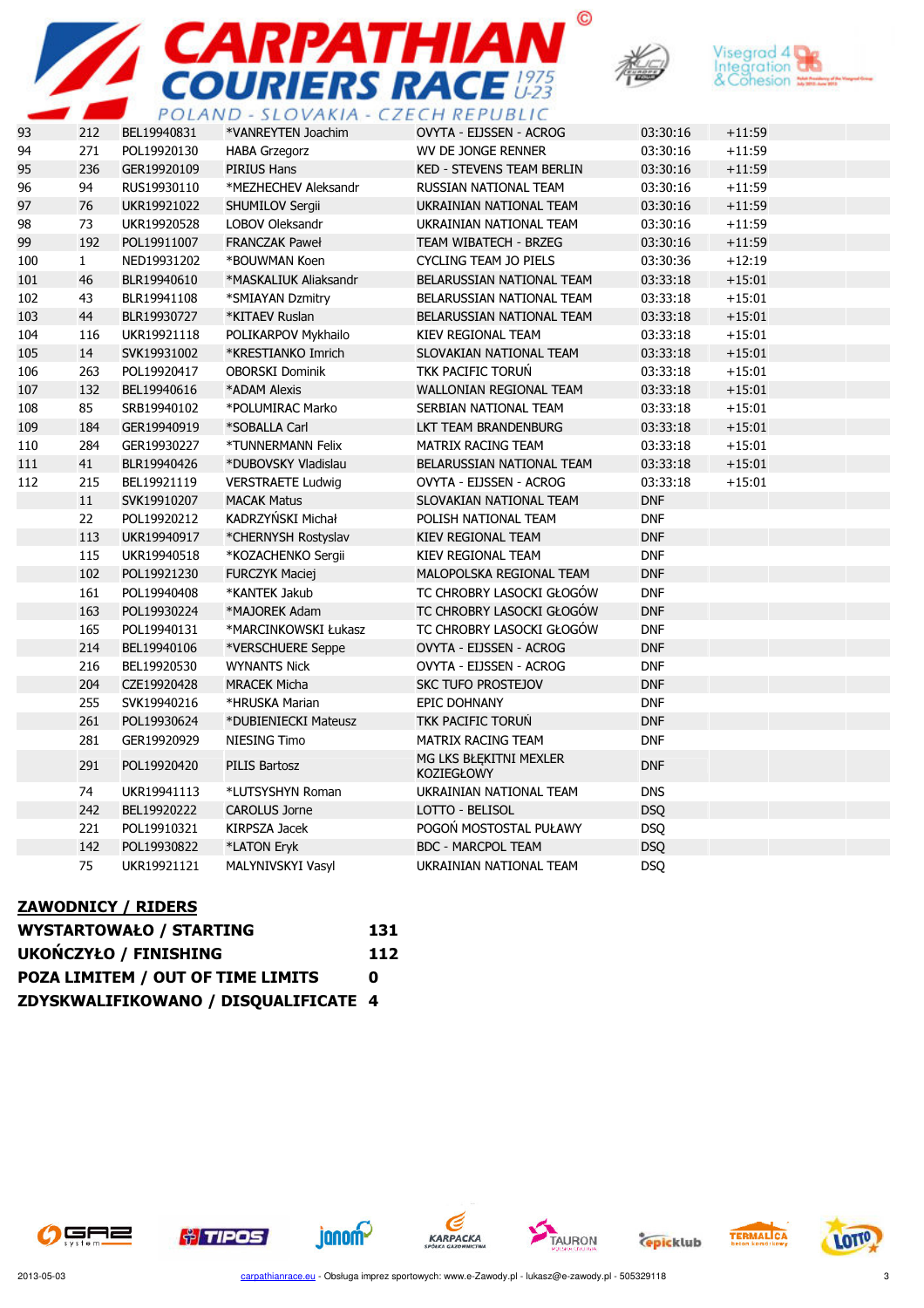| | | | | | | | |
|---|---|---|---|---|---|---|---|
| 93 | 212 | BEL19940831 | *VANREYTEN Joachim | OVYTA - EIJSSEN - ACROG | 03:30:16 | +11:59 | |
| 94 | 271 | POL19920130 | HABA Grzegorz | WV DE JONGE RENNER | 03:30:16 | +11:59 | |
| 95 | 236 | GER19920109 | PIRIUS Hans | KED - STEVENS TEAM BERLIN | 03:30:16 | +11:59 | |
| 96 | 94 | RUS19930110 | *MEZHECHEV Aleksandr | RUSSIAN NATIONAL TEAM | 03:30:16 | +11:59 | |
| 97 | 76 | UKR19921022 | SHUMILOV Sergii | UKRAINIAN NATIONAL TEAM | 03:30:16 | +11:59 | |
| 98 | 73 | UKR19920528 | LOBOV Oleksandr | UKRAINIAN NATIONAL TEAM | 03:30:16 | +11:59 | |
| 99 | 192 | POL19911007 | FRANCZAK Paweł | TEAM WIBATECH - BRZEG | 03:30:16 | +11:59 | |
| 100 | 1 | NED19931202 | *BOUWMAN Koen | CYCLING TEAM JO PIELS | 03:30:36 | +12:19 | |
| 101 | 46 | BLR19940610 | *MASKALIUK Aliaksandr | BELARUSSIAN NATIONAL TEAM | 03:33:18 | +15:01 | |
| 102 | 43 | BLR19941108 | *SMIAYAN Dzmitry | BELARUSSIAN NATIONAL TEAM | 03:33:18 | +15:01 | |
| 103 | 44 | BLR19930727 | *KITAEV Ruslan | BELARUSSIAN NATIONAL TEAM | 03:33:18 | +15:01 | |
| 104 | 116 | UKR19921118 | POLIKARPOV Mykhailo | KIEV REGIONAL TEAM | 03:33:18 | +15:01 | |
| 105 | 14 | SVK19931002 | *KRESTIANKO Imrich | SLOVAKIAN NATIONAL TEAM | 03:33:18 | +15:01 | |
| 106 | 263 | POL19920417 | OBORSKI Dominik | TKK PACIFIC TORUŃ | 03:33:18 | +15:01 | |
| 107 | 132 | BEL19940616 | *ADAM Alexis | WALLONIAN REGIONAL TEAM | 03:33:18 | +15:01 | |
| 108 | 85 | SRB19940102 | *POLUMIRAC Marko | SERBIAN NATIONAL TEAM | 03:33:18 | +15:01 | |
| 109 | 184 | GER19940919 | *SOBALLA Carl | LKT TEAM BRANDENBURG | 03:33:18 | +15:01 | |
| 110 | 284 | GER19930227 | *TUNNERMANN Felix | MATRIX RACING TEAM | 03:33:18 | +15:01 | |
| 111 | 41 | BLR19940426 | *DUBOVSKY Vladislau | BELARUSSIAN NATIONAL TEAM | 03:33:18 | +15:01 | |
| 112 | 215 | BEL19921119 | VERSTRAETE Ludwig | OVYTA - EIJSSEN - ACROG | 03:33:18 | +15:01 | |
| | 11 | SVK19910207 | MACAK Matus | SLOVAKIAN NATIONAL TEAM | DNF | | |
| | 22 | POL19920212 | KADRZYŃSKI Michał | POLISH NATIONAL TEAM | DNF | | |
| | 113 | UKR19940917 | *CHERNYSH Rostyslav | KIEV REGIONAL TEAM | DNF | | |
| | 115 | UKR19940518 | *KOZACHENKO Sergii | KIEV REGIONAL TEAM | DNF | | |
| | 102 | POL19921230 | FURCZYK Maciej | MALOPOLSKA REGIONAL TEAM | DNF | | |
| | 161 | POL19940408 | *KANTEK Jakub | TC CHROBRY LASOCKI GŁOGÓW | DNF | | |
| | 163 | POL19930224 | *MAJOREK Adam | TC CHROBRY LASOCKI GŁOGÓW | DNF | | |
| | 165 | POL19940131 | *MARCINKOWSKI Łukasz | TC CHROBRY LASOCKI GŁOGÓW | DNF | | |
| | 214 | BEL19940106 | *VERSCHUERE Seppe | OVYTA - EIJSSEN - ACROG | DNF | | |
| | 216 | BEL19920530 | WYNANTS Nick | OVYTA - EIJSSEN - ACROG | DNF | | |
| | 204 | CZE19920428 | MRACEK Micha | SKC TUFO PROSTEJOV | DNF | | |
| | 255 | SVK19940216 | *HRUSKA Marian | EPIC DOHNANY | DNF | | |
| | 261 | POL19930624 | *DUBIENIECKI Mateusz | TKK PACIFIC TORUŃ | DNF | | |
| | 281 | GER19920929 | NIESING Timo | MATRIX RACING TEAM | DNF | | |
| | 291 | POL19920420 | PILIS Bartosz | MG LKS BŁĘKITNI MEXLER KOZIEGŁOWY | DNF | | |
| | 74 | UKR19941113 | *LUTSYSHYN Roman | UKRAINIAN NATIONAL TEAM | DNS | | |
| | 242 | BEL19920222 | CAROLUS Jorne | LOTTO - BELISOL | DSQ | | |
| | 221 | POL19910321 | KIRPSZA Jacek | POGOŃ MOSTOSTAL PUŁAWY | DSQ | | |
| | 142 | POL19930822 | *LATON Eryk | BDC - MARCPOL TEAM | DSQ | | |
| | 75 | UKR19921121 | MALYNIVSKYI Vasyl | UKRAINIAN NATIONAL TEAM | DSQ | | |

**ZAWODNICY / RIDERS**

| | |
|---|---|
| **WYSTARTOWAŁO / STARTING** | **131** |
| **UKOŃCZYŁO / FINISHING** | **112** |
| **POZA LIMITEM / OUT OF TIME LIMITS** | **0** |
| **ZDYSKWALIFIKOWANO / DISQUALIFICATE** | **4** |

2013-05-03 carpathianrace.eu - Obsługa imprez sportowych: www.e-Zawody.pl - lukasz@e-zawody.pl - 505329118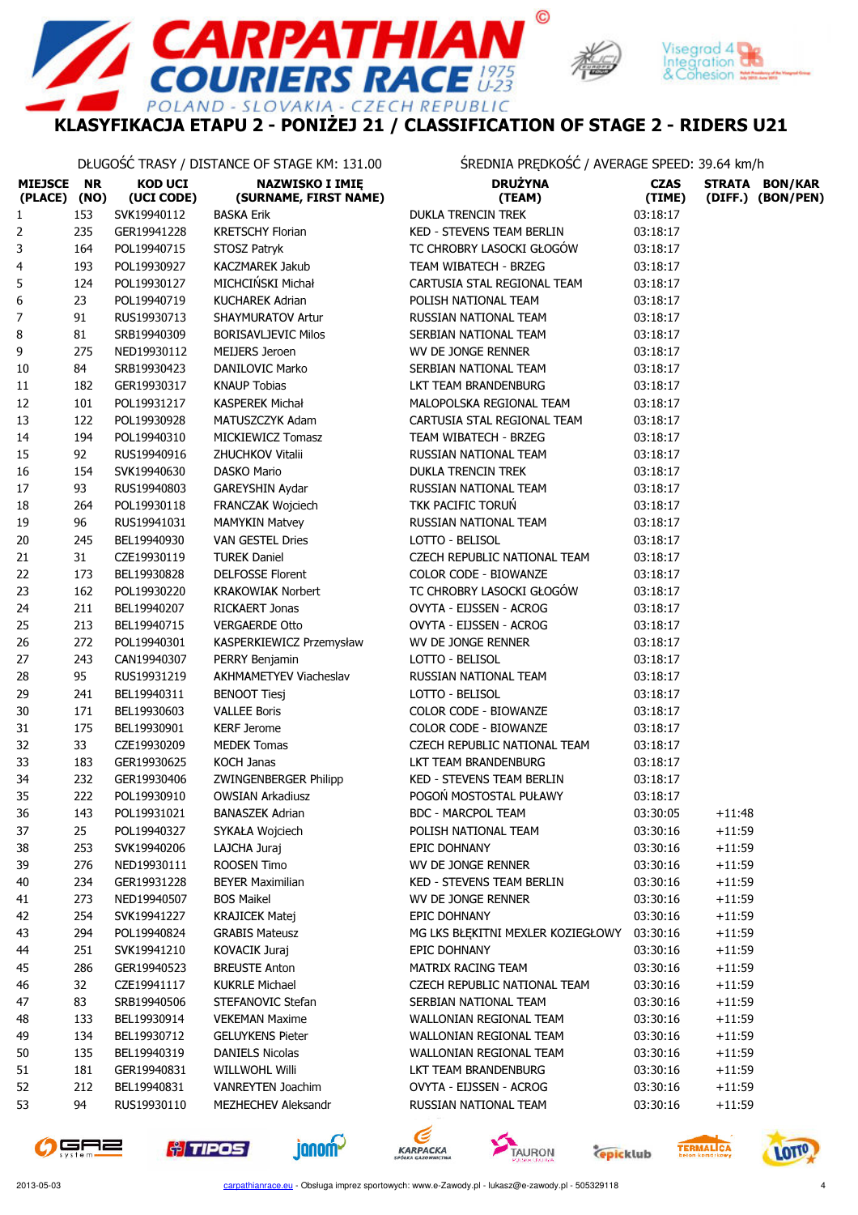# CARPATHIAN COURIERS RACE U-23 1975

POLAND - SLOVAKIA - CZECH REPUBLIC

## KLASYFIKACJA ETAPU 2 - PONIŻEJ 21 / CLASSIFICATION OF STAGE 2 - RIDERS U21

DŁUGOŚĆ TRASY / DISTANCE OF STAGE KM: 131.00

ŚREDNIA PRĘDKOŚĆ / AVERAGE SPEED: 39.64 km/h

| MIEJSCE (PLACE) | NR (NO) | KOD UCI (UCI CODE) | NAZWISKO I IMIĘ (SURNAME, FIRST NAME) | DRUŻYNA (TEAM) | CZAS (TIME) | STRATA (DIFF.) | BON/KAR (BON/PEN) |
|---|---|---|---|---|---|---|---|
| 1 | 153 | SVK19940112 | BASKA Erik | DUKLA TRENCIN TREK | 03:18:17 | | |
| 2 | 235 | GER19941228 | KRETSCHY Florian | KED - STEVENS TEAM BERLIN | 03:18:17 | | |
| 3 | 164 | POL19940715 | STOSZ Patryk | TC CHROBRY LASOCKI GŁOGÓW | 03:18:17 | | |
| 4 | 193 | POL19930927 | KACZMAREK Jakub | TEAM WIBATECH - BRZEG | 03:18:17 | | |
| 5 | 124 | POL19930127 | MICHCIŃSKI Michał | CARTUSIA STAL REGIONAL TEAM | 03:18:17 | | |
| 6 | 23 | POL19940719 | KUCHAREK Adrian | POLISH NATIONAL TEAM | 03:18:17 | | |
| 7 | 91 | RUS19930713 | SHAYMURATOV Artur | RUSSIAN NATIONAL TEAM | 03:18:17 | | |
| 8 | 81 | SRB19940309 | BORISAVLJEVIC Milos | SERBIAN NATIONAL TEAM | 03:18:17 | | |
| 9 | 275 | NED19930112 | MEIJERS Jeroen | WV DE JONGE RENNER | 03:18:17 | | |
| 10 | 84 | SRB19930423 | DANILOVIC Marko | SERBIAN NATIONAL TEAM | 03:18:17 | | |
| 11 | 182 | GER19930317 | KNAUP Tobias | LKT TEAM BRANDENBURG | 03:18:17 | | |
| 12 | 101 | POL19931217 | KASPEREK Michał | MALOPOLSKA REGIONAL TEAM | 03:18:17 | | |
| 13 | 122 | POL19930928 | MATUSZCZYK Adam | CARTUSIA STAL REGIONAL TEAM | 03:18:17 | | |
| 14 | 194 | POL19940310 | MICKIEWICZ Tomasz | TEAM WIBATECH - BRZEG | 03:18:17 | | |
| 15 | 92 | RUS19940916 | ZHUCHKOV Vitalii | RUSSIAN NATIONAL TEAM | 03:18:17 | | |
| 16 | 154 | SVK19940630 | DASKO Mario | DUKLA TRENCIN TREK | 03:18:17 | | |
| 17 | 93 | RUS19940803 | GAREYSHIN Aydar | RUSSIAN NATIONAL TEAM | 03:18:17 | | |
| 18 | 264 | POL19930118 | FRANCZAK Wojciech | TKK PACIFIC TORUŃ | 03:18:17 | | |
| 19 | 96 | RUS19941031 | MAMYKIN Matvey | RUSSIAN NATIONAL TEAM | 03:18:17 | | |
| 20 | 245 | BEL19940930 | VAN GESTEL Dries | LOTTO - BELISOL | 03:18:17 | | |
| 21 | 31 | CZE19930119 | TUREK Daniel | CZECH REPUBLIC NATIONAL TEAM | 03:18:17 | | |
| 22 | 173 | BEL19930828 | DELFOSSE Florent | COLOR CODE - BIOWANZE | 03:18:17 | | |
| 23 | 162 | POL19930220 | KRAKOWIAK Norbert | TC CHROBRY LASOCKI GŁOGÓW | 03:18:17 | | |
| 24 | 211 | BEL19940207 | RICKAERT Jonas | OVYTA - EIJSSEN - ACROG | 03:18:17 | | |
| 25 | 213 | BEL19940715 | VERGAERDE Otto | OVYTA - EIJSSEN - ACROG | 03:18:17 | | |
| 26 | 272 | POL19940301 | KASPERKIEWICZ Przemysław | WV DE JONGE RENNER | 03:18:17 | | |
| 27 | 243 | CAN19940307 | PERRY Benjamin | LOTTO - BELISOL | 03:18:17 | | |
| 28 | 95 | RUS19931219 | AKHMAMETYEV Viacheslav | RUSSIAN NATIONAL TEAM | 03:18:17 | | |
| 29 | 241 | BEL19940311 | BENOOT Tiesj | LOTTO - BELISOL | 03:18:17 | | |
| 30 | 171 | BEL19930603 | VALLEE Boris | COLOR CODE - BIOWANZE | 03:18:17 | | |
| 31 | 175 | BEL19930901 | KERF Jerome | COLOR CODE - BIOWANZE | 03:18:17 | | |
| 32 | 33 | CZE19930209 | MEDEK Tomas | CZECH REPUBLIC NATIONAL TEAM | 03:18:17 | | |
| 33 | 183 | GER19930625 | KOCH Janas | LKT TEAM BRANDENBURG | 03:18:17 | | |
| 34 | 232 | GER19930406 | ZWINGENBERGER Philipp | KED - STEVENS TEAM BERLIN | 03:18:17 | | |
| 35 | 222 | POL19930910 | OWSIAN Arkadiusz | POGOŃ MOSTOSTAL PUŁAWY | 03:18:17 | | |
| 36 | 143 | POL19931021 | BANASZEK Adrian | BDC - MARCPOL TEAM | 03:30:05 | +11:48 | |
| 37 | 25 | POL19940327 | SYKAŁA Wojciech | POLISH NATIONAL TEAM | 03:30:16 | +11:59 | |
| 38 | 253 | SVK19940206 | LAJCHA Juraj | EPIC DOHNANY | 03:30:16 | +11:59 | |
| 39 | 276 | NED19930111 | ROOSEN Timo | WV DE JONGE RENNER | 03:30:16 | +11:59 | |
| 40 | 234 | GER19931228 | BEYER Maximilian | KED - STEVENS TEAM BERLIN | 03:30:16 | +11:59 | |
| 41 | 273 | NED19940507 | BOS Maikel | WV DE JONGE RENNER | 03:30:16 | +11:59 | |
| 42 | 254 | SVK19941227 | KRAJICEK Matej | EPIC DOHNANY | 03:30:16 | +11:59 | |
| 43 | 294 | POL19940824 | GRABIS Mateusz | MG LKS BŁĘKITNI MEXLER KOZIEGŁOWY | 03:30:16 | +11:59 | |
| 44 | 251 | SVK19941210 | KOVACIK Juraj | EPIC DOHNANY | 03:30:16 | +11:59 | |
| 45 | 286 | GER19940523 | BREUSTE Anton | MATRIX RACING TEAM | 03:30:16 | +11:59 | |
| 46 | 32 | CZE19941117 | KUKRLE Michael | CZECH REPUBLIC NATIONAL TEAM | 03:30:16 | +11:59 | |
| 47 | 83 | SRB19940506 | STEFANOVIC Stefan | SERBIAN NATIONAL TEAM | 03:30:16 | +11:59 | |
| 48 | 133 | BEL19930914 | VEKEMAN Maxime | WALLONIAN REGIONAL TEAM | 03:30:16 | +11:59 | |
| 49 | 134 | BEL19930712 | GELUYKENS Pieter | WALLONIAN REGIONAL TEAM | 03:30:16 | +11:59 | |
| 50 | 135 | BEL19940319 | DANIELS Nicolas | WALLONIAN REGIONAL TEAM | 03:30:16 | +11:59 | |
| 51 | 181 | GER19940831 | WILLWOHL Willi | LKT TEAM BRANDENBURG | 03:30:16 | +11:59 | |
| 52 | 212 | BEL19940831 | VANREYTEN Joachim | OVYTA - EIJSSEN - ACROG | 03:30:16 | +11:59 | |
| 53 | 94 | RUS19930110 | MEZHECHEV Aleksandr | RUSSIAN NATIONAL TEAM | 03:30:16 | +11:59 | |

2013-05-03

carpathianrace.eu - Obsługa imprez sportowych: www.e-Zawody.pl - lukasz@e-zawody.pl - 505329118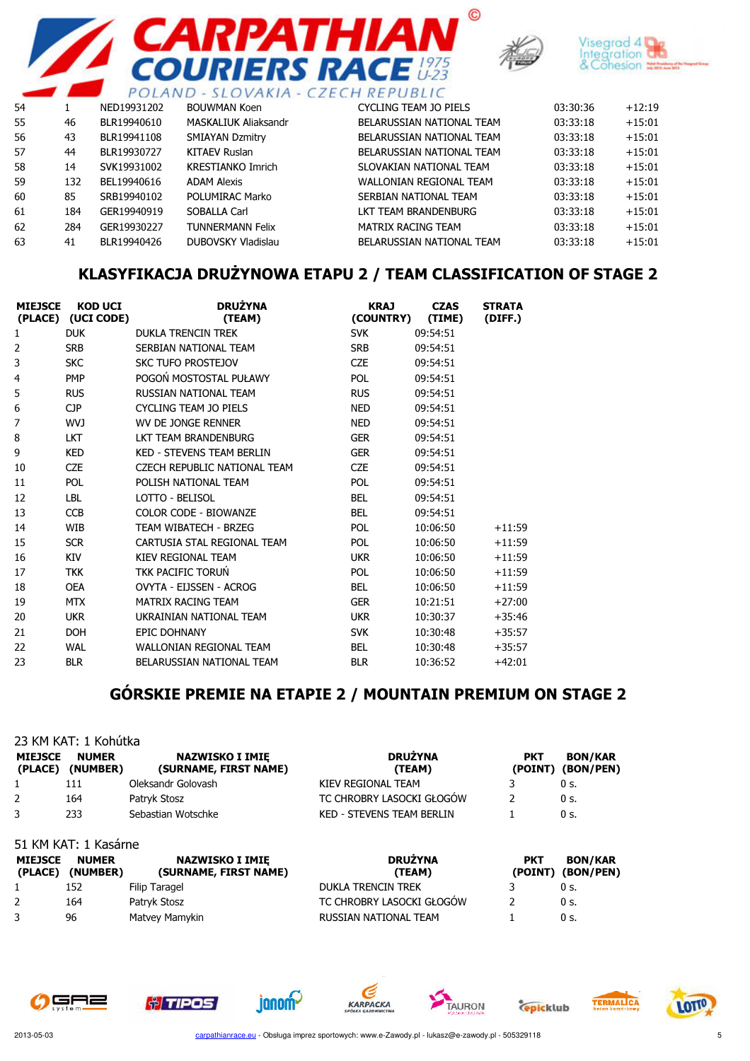| | | | | | | |
|---|---|---|---|---|---|---|
| 54 | 1 | NED19931202 | BOUWMAN Koen | CYCLING TEAM JO PIELS | 03:30:36 | +12:19 |
| 55 | 46 | BLR19940610 | MASKALIUK Aliaksandr | BELARUSSIAN NATIONAL TEAM | 03:33:18 | +15:01 |
| 56 | 43 | BLR19941108 | SMIAYAN Dzmitry | BELARUSSIAN NATIONAL TEAM | 03:33:18 | +15:01 |
| 57 | 44 | BLR19930727 | KITAEV Ruslan | BELARUSSIAN NATIONAL TEAM | 03:33:18 | +15:01 |
| 58 | 14 | SVK19931002 | KRESTIANKO Imrich | SLOVAKIAN NATIONAL TEAM | 03:33:18 | +15:01 |
| 59 | 132 | BEL19940616 | ADAM Alexis | WALLONIAN REGIONAL TEAM | 03:33:18 | +15:01 |
| 60 | 85 | SRB19940102 | POLUMIRAC Marko | SERBIAN NATIONAL TEAM | 03:33:18 | +15:01 |
| 61 | 184 | GER19940919 | SOBALLA Carl | LKT TEAM BRANDENBURG | 03:33:18 | +15:01 |
| 62 | 284 | GER19930227 | TUNNERMANN Felix | MATRIX RACING TEAM | 03:33:18 | +15:01 |
| 63 | 41 | BLR19940426 | DUBOVSKY Vladislau | BELARUSSIAN NATIONAL TEAM | 03:33:18 | +15:01 |

## KLASYFIKACJA DRUŻYNOWA ETAPU 2 / TEAM CLASSIFICATION OF STAGE 2

| MIEJSCE (PLACE) | KOD UCI (UCI CODE) | DRUŻYNA (TEAM) | KRAJ (COUNTRY) | CZAS (TIME) | STRATA (DIFF.) |
|---|---|---|---|---|---|
| 1 | DUK | DUKLA TRENCIN TREK | SVK | 09:54:51 | |
| 2 | SRB | SERBIAN NATIONAL TEAM | SRB | 09:54:51 | |
| 3 | SKC | SKC TUFO PROSTEJOV | CZE | 09:54:51 | |
| 4 | PMP | POGOŃ MOSTOSTAL PUŁAWY | POL | 09:54:51 | |
| 5 | RUS | RUSSIAN NATIONAL TEAM | RUS | 09:54:51 | |
| 6 | CJP | CYCLING TEAM JO PIELS | NED | 09:54:51 | |
| 7 | WVJ | WV DE JONGE RENNER | NED | 09:54:51 | |
| 8 | LKT | LKT TEAM BRANDENBURG | GER | 09:54:51 | |
| 9 | KED | KED - STEVENS TEAM BERLIN | GER | 09:54:51 | |
| 10 | CZE | CZECH REPUBLIC NATIONAL TEAM | CZE | 09:54:51 | |
| 11 | POL | POLISH NATIONAL TEAM | POL | 09:54:51 | |
| 12 | LBL | LOTTO - BELISOL | BEL | 09:54:51 | |
| 13 | CCB | COLOR CODE - BIOWANZE | BEL | 09:54:51 | |
| 14 | WIB | TEAM WIBATECH - BRZEG | POL | 10:06:50 | +11:59 |
| 15 | SCR | CARTUSIA STAL REGIONAL TEAM | POL | 10:06:50 | +11:59 |
| 16 | KIV | KIEV REGIONAL TEAM | UKR | 10:06:50 | +11:59 |
| 17 | TKK | TKK PACIFIC TORUŃ | POL | 10:06:50 | +11:59 |
| 18 | OEA | OVYTA - EIJSSEN - ACROG | BEL | 10:06:50 | +11:59 |
| 19 | MTX | MATRIX RACING TEAM | GER | 10:21:51 | +27:00 |
| 20 | UKR | UKRAINIAN NATIONAL TEAM | UKR | 10:30:37 | +35:46 |
| 21 | DOH | EPIC DOHNANY | SVK | 10:30:48 | +35:57 |
| 22 | WAL | WALLONIAN REGIONAL TEAM | BEL | 10:30:48 | +35:57 |
| 23 | BLR | BELARUSSIAN NATIONAL TEAM | BLR | 10:36:52 | +42:01 |

## GÓRSKIE PREMIE NA ETAPIE 2 / MOUNTAIN PREMIUM ON STAGE 2

23 KM KAT: 1 Kohútka

| MIEJSCE (PLACE) | NUMER (NUMBER) | NAZWISKO I IMIĘ (SURNAME, FIRST NAME) | DRUŻYNA (TEAM) | PKT (POINT) | BON/KAR (BON/PEN) |
|---|---|---|---|---|---|
| 1 | 111 | Oleksandr Golovash | KIEV REGIONAL TEAM | 3 | 0 s. |
| 2 | 164 | Patryk Stosz | TC CHROBRY LASOCKI GŁOGÓW | 2 | 0 s. |
| 3 | 233 | Sebastian Wotschke | KED - STEVENS TEAM BERLIN | 1 | 0 s. |

51 KM KAT: 1 Kasárne

| MIEJSCE (PLACE) | NUMER (NUMBER) | NAZWISKO I IMIĘ (SURNAME, FIRST NAME) | DRUŻYNA (TEAM) | PKT (POINT) | BON/KAR (BON/PEN) |
|---|---|---|---|---|---|
| 1 | 152 | Filip Taragel | DUKLA TRENCIN TREK | 3 | 0 s. |
| 2 | 164 | Patryk Stosz | TC CHROBRY LASOCKI GŁOGÓW | 2 | 0 s. |
| 3 | 96 | Matvey Mamykin | RUSSIAN NATIONAL TEAM | 1 | 0 s. |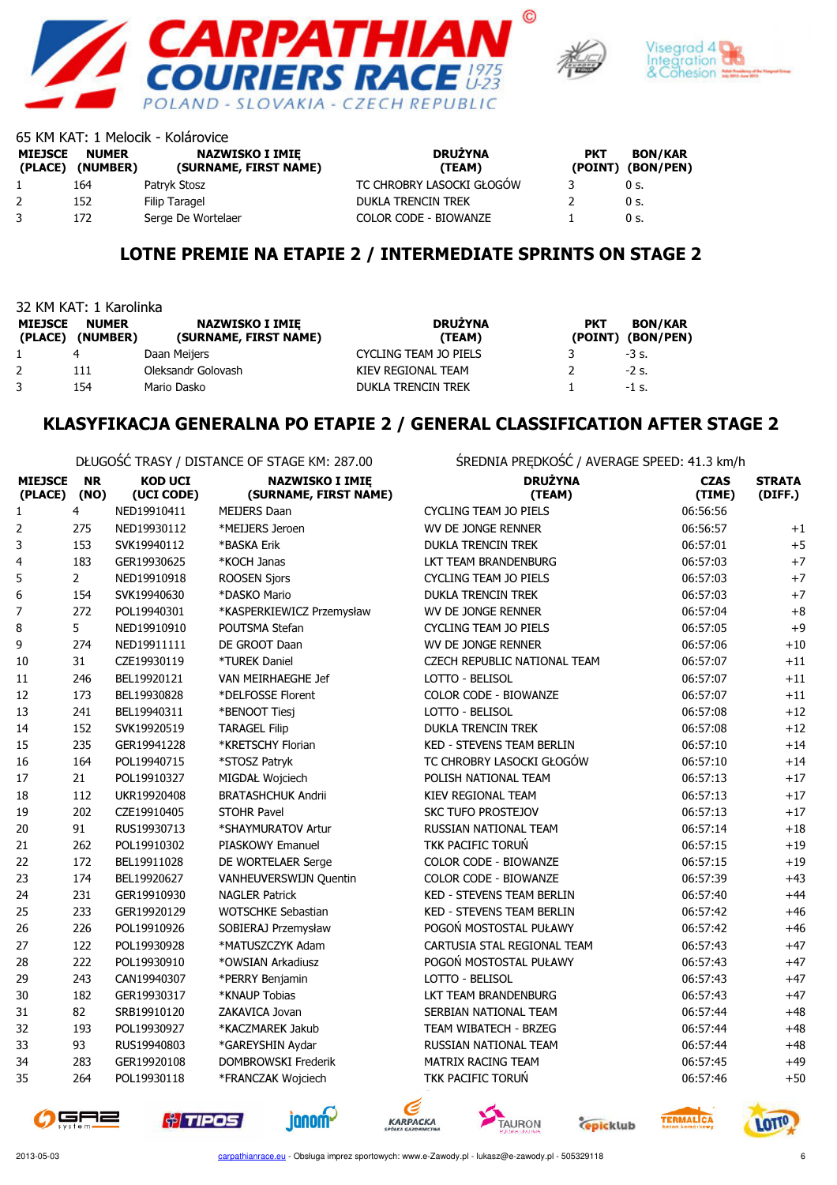65 KM KAT: 1 Melocik - Kolárovice

| MIEJSCE (PLACE) | NUMER (NUMBER) | NAZWISKO I IMIĘ (SURNAME, FIRST NAME) | DRUŻYNA (TEAM) | PKT (POINT) | BON/KAR (BON/PEN) |
|---|---|---|---|---|---|
| 1 | 164 | Patryk Stosz | TC CHROBRY LASOCKI GŁOGÓW | 3 | 0 s. |
| 2 | 152 | Filip Taragel | DUKLA TRENCIN TREK | 2 | 0 s. |
| 3 | 172 | Serge De Wortelaer | COLOR CODE - BIOWANZE | 1 | 0 s. |

## LOTNE PREMIE NA ETAPIE 2 / INTERMEDIATE SPRINTS ON STAGE 2

32 KM KAT: 1 Karolinka

| MIEJSCE (PLACE) | NUMER (NUMBER) | NAZWISKO I IMIĘ (SURNAME, FIRST NAME) | DRUŻYNA (TEAM) | PKT (POINT) | BON/KAR (BON/PEN) |
|---|---|---|---|---|---|
| 1 | 4 | Daan Meijers | CYCLING TEAM JO PIELS | 3 | -3 s. |
| 2 | 111 | Oleksandr Golovash | KIEV REGIONAL TEAM | 2 | -2 s. |
| 3 | 154 | Mario Dasko | DUKLA TRENCIN TREK | 1 | -1 s. |

## KLASYFIKACJA GENERALNA PO ETAPIE 2 / GENERAL CLASSIFICATION AFTER STAGE 2

DŁUGOŚĆ TRASY / DISTANCE OF STAGE KM: 287.00

ŚREDNIA PRĘDKOŚĆ / AVERAGE SPEED: 41.3 km/h

| MIEJSCE (PLACE) | NR (NO) | KOD UCI (UCI CODE) | NAZWISKO I IMIĘ (SURNAME, FIRST NAME) | DRUŻYNA (TEAM) | CZAS (TIME) | STRATA (DIFF.) |
|---|---|---|---|---|---|---|
| 1 | 4 | NED19910411 | MEIJERS Daan | CYCLING TEAM JO PIELS | 06:56:56 | |
| 2 | 275 | NED19930112 | *MEIJERS Jeroen | WV DE JONGE RENNER | 06:56:57 | +1 |
| 3 | 153 | SVK19940112 | *BASKA Erik | DUKLA TRENCIN TREK | 06:57:01 | +5 |
| 4 | 183 | GER19930625 | *KOCH Janas | LKT TEAM BRANDENBURG | 06:57:03 | +7 |
| 5 | 2 | NED19910918 | ROOSEN Sjors | CYCLING TEAM JO PIELS | 06:57:03 | +7 |
| 6 | 154 | SVK19940630 | *DASKO Mario | DUKLA TRENCIN TREK | 06:57:03 | +7 |
| 7 | 272 | POL19940301 | *KASPERKIEWICZ Przemysław | WV DE JONGE RENNER | 06:57:04 | +8 |
| 8 | 5 | NED19910910 | POUTSMA Stefan | CYCLING TEAM JO PIELS | 06:57:05 | +9 |
| 9 | 274 | NED19911111 | DE GROOT Daan | WV DE JONGE RENNER | 06:57:06 | +10 |
| 10 | 31 | CZE19930119 | *TUREK Daniel | CZECH REPUBLIC NATIONAL TEAM | 06:57:07 | +11 |
| 11 | 246 | BEL19920121 | VAN MEIRHAEGHE Jef | LOTTO - BELISOL | 06:57:07 | +11 |
| 12 | 173 | BEL19930828 | *DELFOSSE Florent | COLOR CODE - BIOWANZE | 06:57:07 | +11 |
| 13 | 241 | BEL19940311 | *BENOOT Tiesj | LOTTO - BELISOL | 06:57:08 | +12 |
| 14 | 152 | SVK19920519 | TARAGEL Filip | DUKLA TRENCIN TREK | 06:57:08 | +12 |
| 15 | 235 | GER19941228 | *KRETSCHY Florian | KED - STEVENS TEAM BERLIN | 06:57:10 | +14 |
| 16 | 164 | POL19940715 | *STOSZ Patryk | TC CHROBRY LASOCKI GŁOGÓW | 06:57:10 | +14 |
| 17 | 21 | POL19910327 | MIGDAŁ Wojciech | POLISH NATIONAL TEAM | 06:57:13 | +17 |
| 18 | 112 | UKR19920408 | BRATASHCHUK Andrii | KIEV REGIONAL TEAM | 06:57:13 | +17 |
| 19 | 202 | CZE19910405 | STOHR Pavel | SKC TUFO PROSTEJOV | 06:57:13 | +17 |
| 20 | 91 | RUS19930713 | *SHAYMURATOV Artur | RUSSIAN NATIONAL TEAM | 06:57:14 | +18 |
| 21 | 262 | POL19910302 | PIASKOWY Emanuel | TKK PACIFIC TORUŃ | 06:57:15 | +19 |
| 22 | 172 | BEL19911028 | DE WORTELAER Serge | COLOR CODE - BIOWANZE | 06:57:15 | +19 |
| 23 | 174 | BEL19920627 | VANHEUVERSWIJN Quentin | COLOR CODE - BIOWANZE | 06:57:39 | +43 |
| 24 | 231 | GER19910930 | NAGLER Patrick | KED - STEVENS TEAM BERLIN | 06:57:40 | +44 |
| 25 | 233 | GER19920129 | WOTSCHKE Sebastian | KED - STEVENS TEAM BERLIN | 06:57:42 | +46 |
| 26 | 226 | POL19910926 | SOBIERAJ Przemysław | POGOŃ MOSTOSTAL PUŁAWY | 06:57:42 | +46 |
| 27 | 122 | POL19930928 | *MATUSZCZYK Adam | CARTUSIA STAL REGIONAL TEAM | 06:57:43 | +47 |
| 28 | 222 | POL19930910 | *OWSIAN Arkadiusz | POGOŃ MOSTOSTAL PUŁAWY | 06:57:43 | +47 |
| 29 | 243 | CAN19940307 | *PERRY Benjamin | LOTTO - BELISOL | 06:57:43 | +47 |
| 30 | 182 | GER19930317 | *KNAUP Tobias | LKT TEAM BRANDENBURG | 06:57:43 | +47 |
| 31 | 82 | SRB19910120 | ZAKAVICA Jovan | SERBIAN NATIONAL TEAM | 06:57:44 | +48 |
| 32 | 193 | POL19930927 | *KACZMAREK Jakub | TEAM WIBATECH - BRZEG | 06:57:44 | +48 |
| 33 | 93 | RUS19940803 | *GAREYSHIN Aydar | RUSSIAN NATIONAL TEAM | 06:57:44 | +48 |
| 34 | 283 | GER19920108 | DOMBROWSKI Frederik | MATRIX RACING TEAM | 06:57:45 | +49 |
| 35 | 264 | POL19930118 | *FRANCZAK Wojciech | TKK PACIFIC TORUŃ | 06:57:46 | +50 |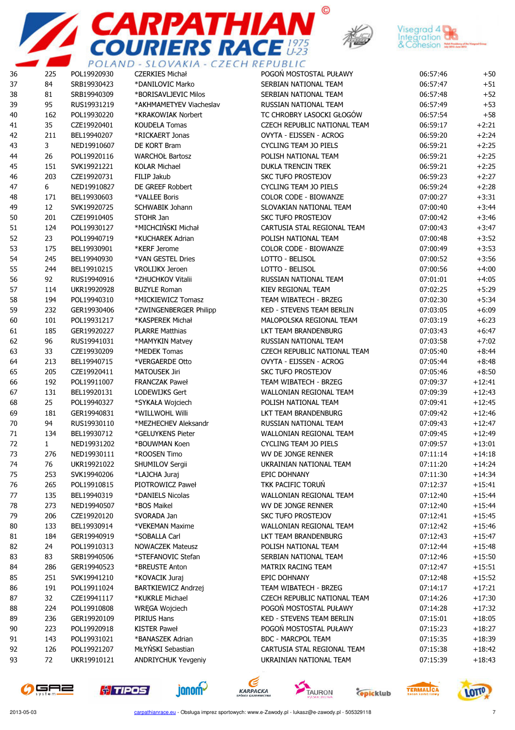| | | | | | | |
|---|---|---|---|---|---|---|
| 36 | 225 | POL19920930 | CZERKIES Michał | POGOŃ MOSTOSTAL PUŁAWY | 06:57:46 | +50 |
| 37 | 84 | SRB19930423 | *DANILOVIC Marko | SERBIAN NATIONAL TEAM | 06:57:47 | +51 |
| 38 | 81 | SRB19940309 | *BORISAVLJEVIC Milos | SERBIAN NATIONAL TEAM | 06:57:48 | +52 |
| 39 | 95 | RUS19931219 | *AKHMAMETYEV Viacheslav | RUSSIAN NATIONAL TEAM | 06:57:49 | +53 |
| 40 | 162 | POL19930220 | *KRAKOWIAK Norbert | TC CHROBRY LASOCKI GŁOGÓW | 06:57:54 | +58 |
| 41 | 35 | CZE19920401 | KOUDELA Tomas | CZECH REPUBLIC NATIONAL TEAM | 06:59:17 | +2:21 |
| 42 | 211 | BEL19940207 | *RICKAERT Jonas | OVYTA - EIJSSEN - ACROG | 06:59:20 | +2:24 |
| 43 | 3 | NED19910607 | DE KORT Bram | CYCLING TEAM JO PIELS | 06:59:21 | +2:25 |
| 44 | 26 | POL19920116 | WARCHOŁ Bartosz | POLISH NATIONAL TEAM | 06:59:21 | +2:25 |
| 45 | 151 | SVK19921221 | KOLAR Michael | DUKLA TRENCIN TREK | 06:59:21 | +2:25 |
| 46 | 203 | CZE19920731 | FILIP Jakub | SKC TUFO PROSTEJOV | 06:59:23 | +2:27 |
| 47 | 6 | NED19910827 | DE GREEF Robbert | CYCLING TEAM JO PIELS | 06:59:24 | +2:28 |
| 48 | 171 | BEL19930603 | *VALLEE Boris | COLOR CODE - BIOWANZE | 07:00:27 | +3:31 |
| 49 | 12 | SVK19920725 | SCHWABIK Johann | SLOVAKIAN NATIONAL TEAM | 07:00:40 | +3:44 |
| 50 | 201 | CZE19910405 | STOHR Jan | SKC TUFO PROSTEJOV | 07:00:42 | +3:46 |
| 51 | 124 | POL19930127 | *MICHCIŃSKI Michał | CARTUSIA STAL REGIONAL TEAM | 07:00:43 | +3:47 |
| 52 | 23 | POL19940719 | *KUCHAREK Adrian | POLISH NATIONAL TEAM | 07:00:48 | +3:52 |
| 53 | 175 | BEL19930901 | *KERF Jerome | COLOR CODE - BIOWANZE | 07:00:49 | +3:53 |
| 54 | 245 | BEL19940930 | *VAN GESTEL Dries | LOTTO - BELISOL | 07:00:52 | +3:56 |
| 55 | 244 | BEL19910215 | VROLIJKX Jeroen | LOTTO - BELISOL | 07:00:56 | +4:00 |
| 56 | 92 | RUS19940916 | *ZHUCHKOV Vitalii | RUSSIAN NATIONAL TEAM | 07:01:01 | +4:05 |
| 57 | 114 | UKR19920928 | BUZYLE Roman | KIEV REGIONAL TEAM | 07:02:25 | +5:29 |
| 58 | 194 | POL19940310 | *MICKIEWICZ Tomasz | TEAM WIBATECH - BRZEG | 07:02:30 | +5:34 |
| 59 | 232 | GER19930406 | *ZWINGENBERGER Philipp | KED - STEVENS TEAM BERLIN | 07:03:05 | +6:09 |
| 60 | 101 | POL19931217 | *KASPEREK Michał | MALOPOLSKA REGIONAL TEAM | 07:03:19 | +6:23 |
| 61 | 185 | GER19920227 | PLARRE Matthias | LKT TEAM BRANDENBURG | 07:03:43 | +6:47 |
| 62 | 96 | RUS19941031 | *MAMYKIN Matvey | RUSSIAN NATIONAL TEAM | 07:03:58 | +7:02 |
| 63 | 33 | CZE19930209 | *MEDEK Tomas | CZECH REPUBLIC NATIONAL TEAM | 07:05:40 | +8:44 |
| 64 | 213 | BEL19940715 | *VERGAERDE Otto | OVYTA - EIJSSEN - ACROG | 07:05:44 | +8:48 |
| 65 | 205 | CZE19920411 | MATOUSEK Jiri | SKC TUFO PROSTEJOV | 07:05:46 | +8:50 |
| 66 | 192 | POL19911007 | FRANCZAK Paweł | TEAM WIBATECH - BRZEG | 07:09:37 | +12:41 |
| 67 | 131 | BEL19920131 | LODEWIJKS Gert | WALLONIAN REGIONAL TEAM | 07:09:39 | +12:43 |
| 68 | 25 | POL19940327 | *SYKAŁA Wojciech | POLISH NATIONAL TEAM | 07:09:41 | +12:45 |
| 69 | 181 | GER19940831 | *WILLWOHL Willi | LKT TEAM BRANDENBURG | 07:09:42 | +12:46 |
| 70 | 94 | RUS19930110 | *MEZHECHEV Aleksandr | RUSSIAN NATIONAL TEAM | 07:09:43 | +12:47 |
| 71 | 134 | BEL19930712 | *GELUYKENS Pieter | WALLONIAN REGIONAL TEAM | 07:09:45 | +12:49 |
| 72 | 1 | NED19931202 | *BOUWMAN Koen | CYCLING TEAM JO PIELS | 07:09:57 | +13:01 |
| 73 | 276 | NED19930111 | *ROOSEN Timo | WV DE JONGE RENNER | 07:11:14 | +14:18 |
| 74 | 76 | UKR19921022 | SHUMILOV Sergii | UKRAINIAN NATIONAL TEAM | 07:11:20 | +14:24 |
| 75 | 253 | SVK19940206 | *LAJCHA Juraj | EPIC DOHNANY | 07:11:30 | +14:34 |
| 76 | 265 | POL19910815 | PIOTROWICZ Paweł | TKK PACIFIC TORUŃ | 07:12:37 | +15:41 |
| 77 | 135 | BEL19940319 | *DANIELS Nicolas | WALLONIAN REGIONAL TEAM | 07:12:40 | +15:44 |
| 78 | 273 | NED19940507 | *BOS Maikel | WV DE JONGE RENNER | 07:12:40 | +15:44 |
| 79 | 206 | CZE19920120 | SVORADA Jan | SKC TUFO PROSTEJOV | 07:12:41 | +15:45 |
| 80 | 133 | BEL19930914 | *VEKEMAN Maxime | WALLONIAN REGIONAL TEAM | 07:12:42 | +15:46 |
| 81 | 184 | GER19940919 | *SOBALLA Carl | LKT TEAM BRANDENBURG | 07:12:43 | +15:47 |
| 82 | 24 | POL19910313 | NOWACZEK Mateusz | POLISH NATIONAL TEAM | 07:12:44 | +15:48 |
| 83 | 83 | SRB19940506 | *STEFANOVIC Stefan | SERBIAN NATIONAL TEAM | 07:12:46 | +15:50 |
| 84 | 286 | GER19940523 | *BREUSTE Anton | MATRIX RACING TEAM | 07:12:47 | +15:51 |
| 85 | 251 | SVK19941210 | *KOVACIK Juraj | EPIC DOHNANY | 07:12:48 | +15:52 |
| 86 | 191 | POL19911024 | BARTKIEWICZ Andrzej | TEAM WIBATECH - BRZEG | 07:14:17 | +17:21 |
| 87 | 32 | CZE19941117 | *KUKRLE Michael | CZECH REPUBLIC NATIONAL TEAM | 07:14:26 | +17:30 |
| 88 | 224 | POL19910808 | WRĘGA Wojciech | POGOŃ MOSTOSTAL PUŁAWY | 07:14:28 | +17:32 |
| 89 | 236 | GER19920109 | PIRIUS Hans | KED - STEVENS TEAM BERLIN | 07:15:01 | +18:05 |
| 90 | 223 | POL19920918 | KISTER Paweł | POGOŃ MOSTOSTAL PUŁAWY | 07:15:23 | +18:27 |
| 91 | 143 | POL19931021 | *BANASZEK Adrian | BDC - MARCPOL TEAM | 07:15:35 | +18:39 |
| 92 | 126 | POL19921207 | MŁYŃSKI Sebastian | CARTUSIA STAL REGIONAL TEAM | 07:15:38 | +18:42 |
| 93 | 72 | UKR19910121 | ANDRIYCHUK Yevgeniy | UKRAINIAN NATIONAL TEAM | 07:15:39 | +18:43 |

2013-05-03 carpathianrace.eu - Obsługa imprez sportowych: www.e-Zawody.pl - lukasz@e-zawody.pl - 505329118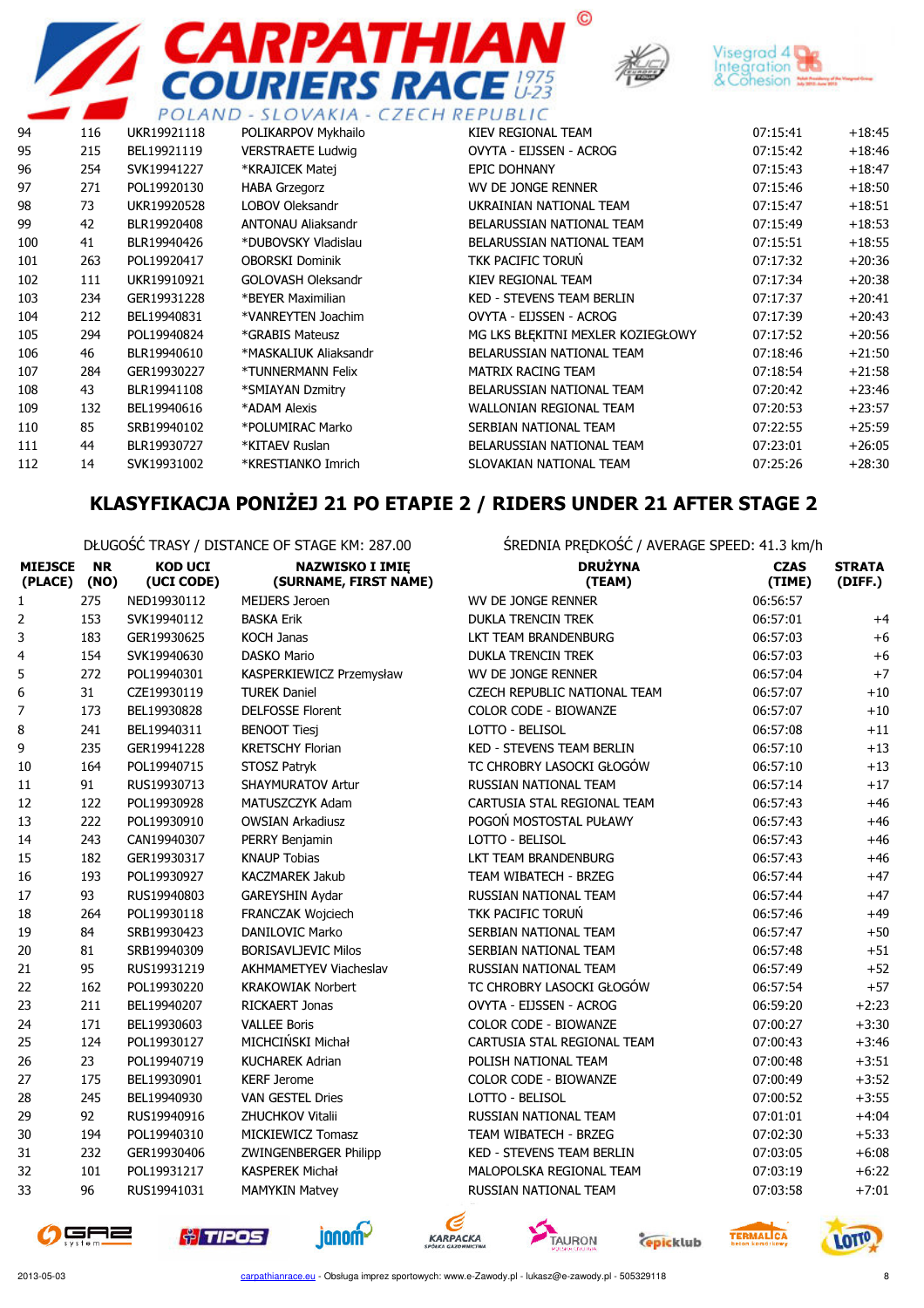| | | | | | | |
|---|---|---|---|---|---|---|
| 94 | 116 | UKR19921118 | POLIKARPOV Mykhailo | KIEV REGIONAL TEAM | 07:15:41 | +18:45 |
| 95 | 215 | BEL19921119 | VERSTRAETE Ludwig | OVYTA - EIJSSEN - ACROG | 07:15:42 | +18:46 |
| 96 | 254 | SVK19941227 | *KRAJICEK Matej | EPIC DOHNANY | 07:15:43 | +18:47 |
| 97 | 271 | POL19920130 | HABA Grzegorz | WV DE JONGE RENNER | 07:15:46 | +18:50 |
| 98 | 73 | UKR19920528 | LOBOV Oleksandr | UKRAINIAN NATIONAL TEAM | 07:15:47 | +18:51 |
| 99 | 42 | BLR19920408 | ANTONAU Aliaksandr | BELARUSSIAN NATIONAL TEAM | 07:15:49 | +18:53 |
| 100 | 41 | BLR19940426 | *DUBOVSKY Vladislau | BELARUSSIAN NATIONAL TEAM | 07:15:51 | +18:55 |
| 101 | 263 | POL19920417 | OBORSKI Dominik | TKK PACIFIC TORUŃ | 07:17:32 | +20:36 |
| 102 | 111 | UKR19910921 | GOLOVASH Oleksandr | KIEV REGIONAL TEAM | 07:17:34 | +20:38 |
| 103 | 234 | GER19931228 | *BEYER Maximilian | KED - STEVENS TEAM BERLIN | 07:17:37 | +20:41 |
| 104 | 212 | BEL19940831 | *VANREYTEN Joachim | OVYTA - EIJSSEN - ACROG | 07:17:39 | +20:43 |
| 105 | 294 | POL19940824 | *GRABIS Mateusz | MG LKS BŁĘKITNI MEXLER KOZIEGŁOWY | 07:17:52 | +20:56 |
| 106 | 46 | BLR19940610 | *MASKALIUK Aliaksandr | BELARUSSIAN NATIONAL TEAM | 07:18:46 | +21:50 |
| 107 | 284 | GER19930227 | *TUNNERMANN Felix | MATRIX RACING TEAM | 07:18:54 | +21:58 |
| 108 | 43 | BLR19941108 | *SMIAYAN Dzmitry | BELARUSSIAN NATIONAL TEAM | 07:20:42 | +23:46 |
| 109 | 132 | BEL19940616 | *ADAM Alexis | WALLONIAN REGIONAL TEAM | 07:20:53 | +23:57 |
| 110 | 85 | SRB19940102 | *POLUMIRAC Marko | SERBIAN NATIONAL TEAM | 07:22:55 | +25:59 |
| 111 | 44 | BLR19930727 | *KITAEV Ruslan | BELARUSSIAN NATIONAL TEAM | 07:23:01 | +26:05 |
| 112 | 14 | SVK19931002 | *KRESTIANKO Imrich | SLOVAKIAN NATIONAL TEAM | 07:25:26 | +28:30 |

## KLASYFIKACJA PONIŻEJ 21 PO ETAPIE 2 / RIDERS UNDER 21 AFTER STAGE 2

DŁUGOŚĆ TRASY / DISTANCE OF STAGE KM: 287.00

ŚREDNIA PRĘDKOŚĆ / AVERAGE SPEED: 41.3 km/h

| MIEJSCE (PLACE) | NR (NO) | KOD UCI (UCI CODE) | NAZWISKO I IMIĘ (SURNAME, FIRST NAME) | DRUŻYNA (TEAM) | CZAS (TIME) | STRATA (DIFF.) |
|---|---|---|---|---|---|---|
| 1 | 275 | NED19930112 | MEIJERS Jeroen | WV DE JONGE RENNER | 06:56:57 | |
| 2 | 153 | SVK19940112 | BASKA Erik | DUKLA TRENCIN TREK | 06:57:01 | +4 |
| 3 | 183 | GER19930625 | KOCH Janas | LKT TEAM BRANDENBURG | 06:57:03 | +6 |
| 4 | 154 | SVK19940630 | DASKO Mario | DUKLA TRENCIN TREK | 06:57:03 | +6 |
| 5 | 272 | POL19940301 | KASPERKIEWICZ Przemysław | WV DE JONGE RENNER | 06:57:04 | +7 |
| 6 | 31 | CZE19930119 | TUREK Daniel | CZECH REPUBLIC NATIONAL TEAM | 06:57:07 | +10 |
| 7 | 173 | BEL19930828 | DELFOSSE Florent | COLOR CODE - BIOWANZE | 06:57:07 | +10 |
| 8 | 241 | BEL19940311 | BENOOT Tiesj | LOTTO - BELISOL | 06:57:08 | +11 |
| 9 | 235 | GER19941228 | KRETSCHY Florian | KED - STEVENS TEAM BERLIN | 06:57:10 | +13 |
| 10 | 164 | POL19940715 | STOSZ Patryk | TC CHROBRY LASOCKI GŁOGÓW | 06:57:10 | +13 |
| 11 | 91 | RUS19930713 | SHAYMURATOV Artur | RUSSIAN NATIONAL TEAM | 06:57:14 | +17 |
| 12 | 122 | POL19930928 | MATUSZCZYK Adam | CARTUSIA STAL REGIONAL TEAM | 06:57:43 | +46 |
| 13 | 222 | POL19930910 | OWSIAN Arkadiusz | POGOŃ MOSTOSTAL PUŁAWY | 06:57:43 | +46 |
| 14 | 243 | CAN19940307 | PERRY Benjamin | LOTTO - BELISOL | 06:57:43 | +46 |
| 15 | 182 | GER19930317 | KNAUP Tobias | LKT TEAM BRANDENBURG | 06:57:43 | +46 |
| 16 | 193 | POL19930927 | KACZMAREK Jakub | TEAM WIBATECH - BRZEG | 06:57:44 | +47 |
| 17 | 93 | RUS19940803 | GAREYSHIN Aydar | RUSSIAN NATIONAL TEAM | 06:57:44 | +47 |
| 18 | 264 | POL19930118 | FRANCZAK Wojciech | TKK PACIFIC TORUŃ | 06:57:46 | +49 |
| 19 | 84 | SRB19930423 | DANILOVIC Marko | SERBIAN NATIONAL TEAM | 06:57:47 | +50 |
| 20 | 81 | SRB19940309 | BORISAVLJEVIC Milos | SERBIAN NATIONAL TEAM | 06:57:48 | +51 |
| 21 | 95 | RUS19931219 | AKHMAMETYEV Viacheslav | RUSSIAN NATIONAL TEAM | 06:57:49 | +52 |
| 22 | 162 | POL19930220 | KRAKOWIAK Norbert | TC CHROBRY LASOCKI GŁOGÓW | 06:57:54 | +57 |
| 23 | 211 | BEL19940207 | RICKAERT Jonas | OVYTA - EIJSSEN - ACROG | 06:59:20 | +2:23 |
| 24 | 171 | BEL19930603 | VALLEE Boris | COLOR CODE - BIOWANZE | 07:00:27 | +3:30 |
| 25 | 124 | POL19930127 | MICHCIŃSKI Michał | CARTUSIA STAL REGIONAL TEAM | 07:00:43 | +3:46 |
| 26 | 23 | POL19940719 | KUCHAREK Adrian | POLISH NATIONAL TEAM | 07:00:48 | +3:51 |
| 27 | 175 | BEL19930901 | KERF Jerome | COLOR CODE - BIOWANZE | 07:00:49 | +3:52 |
| 28 | 245 | BEL19940930 | VAN GESTEL Dries | LOTTO - BELISOL | 07:00:52 | +3:55 |
| 29 | 92 | RUS19940916 | ZHUCHKOV Vitalii | RUSSIAN NATIONAL TEAM | 07:01:01 | +4:04 |
| 30 | 194 | POL19940310 | MICKIEWICZ Tomasz | TEAM WIBATECH - BRZEG | 07:02:30 | +5:33 |
| 31 | 232 | GER19930406 | ZWINGENBERGER Philipp | KED - STEVENS TEAM BERLIN | 07:03:05 | +6:08 |
| 32 | 101 | POL19931217 | KASPEREK Michał | MALOPOLSKA REGIONAL TEAM | 07:03:19 | +6:22 |
| 33 | 96 | RUS19941031 | MAMYKIN Matvey | RUSSIAN NATIONAL TEAM | 07:03:58 | +7:01 |

2013-05-03 carpathianrace.eu - Obsługa imprez sportowych: www.e-Zawody.pl - lukasz@e-zawody.pl - 505329118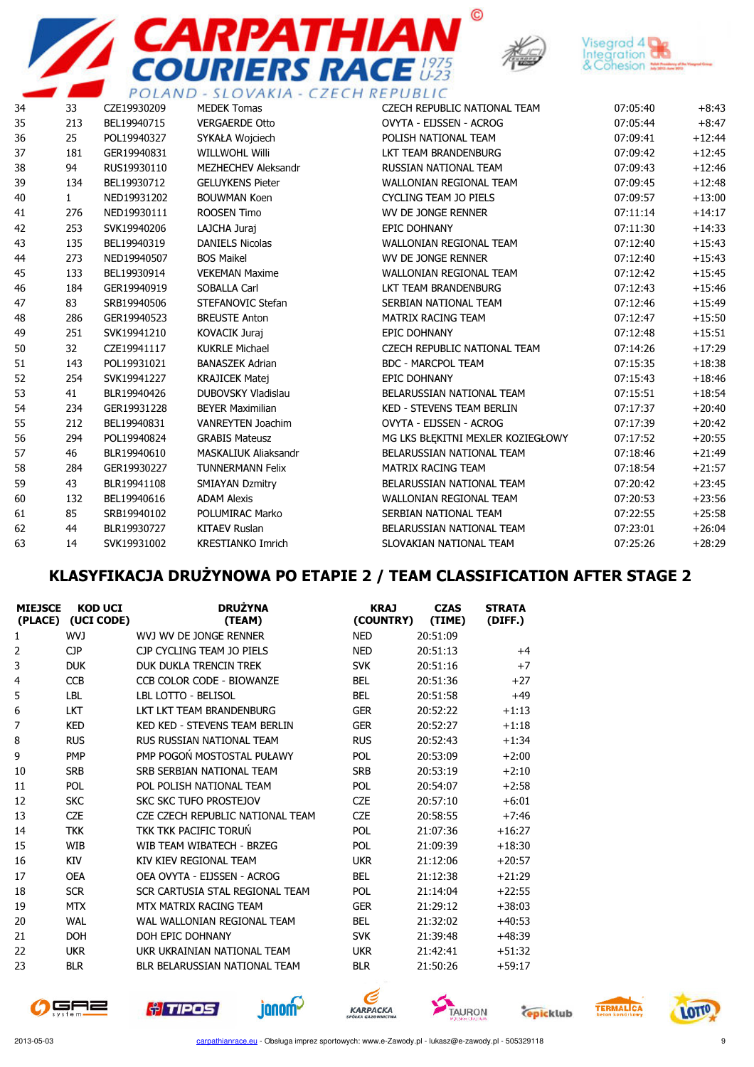| | | | | | | |
|---|---|---|---|---|---|---|
| 34 | 33 | CZE19930209 | MEDEK Tomas | CZECH REPUBLIC NATIONAL TEAM | 07:05:40 | +8:43 |
| 35 | 213 | BEL19940715 | VERGAERDE Otto | OVYTA - EIJSSEN - ACROG | 07:05:44 | +8:47 |
| 36 | 25 | POL19940327 | SYKAŁA Wojciech | POLISH NATIONAL TEAM | 07:09:41 | +12:44 |
| 37 | 181 | GER19940831 | WILLWOHL Willi | LKT TEAM BRANDENBURG | 07:09:42 | +12:45 |
| 38 | 94 | RUS19930110 | MEZHECHEV Aleksandr | RUSSIAN NATIONAL TEAM | 07:09:43 | +12:46 |
| 39 | 134 | BEL19930712 | GELUYKENS Pieter | WALLONIAN REGIONAL TEAM | 07:09:45 | +12:48 |
| 40 | 1 | NED19931202 | BOUWMAN Koen | CYCLING TEAM JO PIELS | 07:09:57 | +13:00 |
| 41 | 276 | NED19930111 | ROOSEN Timo | WV DE JONGE RENNER | 07:11:14 | +14:17 |
| 42 | 253 | SVK19940206 | LAJCHA Juraj | EPIC DOHNANY | 07:11:30 | +14:33 |
| 43 | 135 | BEL19940319 | DANIELS Nicolas | WALLONIAN REGIONAL TEAM | 07:12:40 | +15:43 |
| 44 | 273 | NED19940507 | BOS Maikel | WV DE JONGE RENNER | 07:12:40 | +15:43 |
| 45 | 133 | BEL19930914 | VEKEMAN Maxime | WALLONIAN REGIONAL TEAM | 07:12:42 | +15:45 |
| 46 | 184 | GER19940919 | SOBALLA Carl | LKT TEAM BRANDENBURG | 07:12:43 | +15:46 |
| 47 | 83 | SRB19940506 | STEFANOVIC Stefan | SERBIAN NATIONAL TEAM | 07:12:46 | +15:49 |
| 48 | 286 | GER19940523 | BREUSTE Anton | MATRIX RACING TEAM | 07:12:47 | +15:50 |
| 49 | 251 | SVK19941210 | KOVACIK Juraj | EPIC DOHNANY | 07:12:48 | +15:51 |
| 50 | 32 | CZE19941117 | KUKRLE Michael | CZECH REPUBLIC NATIONAL TEAM | 07:14:26 | +17:29 |
| 51 | 143 | POL19931021 | BANASZEK Adrian | BDC - MARCPOL TEAM | 07:15:35 | +18:38 |
| 52 | 254 | SVK19941227 | KRAJICEK Matej | EPIC DOHNANY | 07:15:43 | +18:46 |
| 53 | 41 | BLR19940426 | DUBOVSKY Vladislau | BELARUSSIAN NATIONAL TEAM | 07:15:51 | +18:54 |
| 54 | 234 | GER19931228 | BEYER Maximilian | KED - STEVENS TEAM BERLIN | 07:17:37 | +20:40 |
| 55 | 212 | BEL19940831 | VANREYTEN Joachim | OVYTA - EIJSSEN - ACROG | 07:17:39 | +20:42 |
| 56 | 294 | POL19940824 | GRABIS Mateusz | MG LKS BŁĘKITNI MEXLER KOZIEGŁOWY | 07:17:52 | +20:55 |
| 57 | 46 | BLR19940610 | MASKALIUK Aliaksandr | BELARUSSIAN NATIONAL TEAM | 07:18:46 | +21:49 |
| 58 | 284 | GER19930227 | TUNNERMANN Felix | MATRIX RACING TEAM | 07:18:54 | +21:57 |
| 59 | 43 | BLR19941108 | SMIAYAN Dzmitry | BELARUSSIAN NATIONAL TEAM | 07:20:42 | +23:45 |
| 60 | 132 | BEL19940616 | ADAM Alexis | WALLONIAN REGIONAL TEAM | 07:20:53 | +23:56 |
| 61 | 85 | SRB19940102 | POLUMIRAC Marko | SERBIAN NATIONAL TEAM | 07:22:55 | +25:58 |
| 62 | 44 | BLR19930727 | KITAEV Ruslan | BELARUSSIAN NATIONAL TEAM | 07:23:01 | +26:04 |
| 63 | 14 | SVK19931002 | KRESTIANKO Imrich | SLOVAKIAN NATIONAL TEAM | 07:25:26 | +28:29 |

## KLASYFIKACJA DRUŻYNOWA PO ETAPIE 2 / TEAM CLASSIFICATION AFTER STAGE 2

| MIEJSCE (PLACE) | KOD UCI (UCI CODE) | DRUŻYNA (TEAM) | KRAJ (COUNTRY) | CZAS (TIME) | STRATA (DIFF.) |
|---|---|---|---|---|---|
| 1 | WVJ | WVJ WV DE JONGE RENNER | NED | 20:51:09 | |
| 2 | CJP | CJP CYCLING TEAM JO PIELS | NED | 20:51:13 | +4 |
| 3 | DUK | DUK DUKLA TRENCIN TREK | SVK | 20:51:16 | +7 |
| 4 | CCB | CCB COLOR CODE - BIOWANZE | BEL | 20:51:36 | +27 |
| 5 | LBL | LBL LOTTO - BELISOL | BEL | 20:51:58 | +49 |
| 6 | LKT | LKT LKT TEAM BRANDENBURG | GER | 20:52:22 | +1:13 |
| 7 | KED | KED KED - STEVENS TEAM BERLIN | GER | 20:52:27 | +1:18 |
| 8 | RUS | RUS RUSSIAN NATIONAL TEAM | RUS | 20:52:43 | +1:34 |
| 9 | PMP | PMP POGOŃ MOSTOSTAL PUŁAWY | POL | 20:53:09 | +2:00 |
| 10 | SRB | SRB SERBIAN NATIONAL TEAM | SRB | 20:53:19 | +2:10 |
| 11 | POL | POL POLISH NATIONAL TEAM | POL | 20:54:07 | +2:58 |
| 12 | SKC | SKC SKC TUFO PROSTEJOV | CZE | 20:57:10 | +6:01 |
| 13 | CZE | CZE CZECH REPUBLIC NATIONAL TEAM | CZE | 20:58:55 | +7:46 |
| 14 | TKK | TKK TKK PACIFIC TORUŃ | POL | 21:07:36 | +16:27 |
| 15 | WIB | WIB TEAM WIBATECH - BRZEG | POL | 21:09:39 | +18:30 |
| 16 | KIV | KIV KIEV REGIONAL TEAM | UKR | 21:12:06 | +20:57 |
| 17 | OEA | OEA OVYTA - EIJSSEN - ACROG | BEL | 21:12:38 | +21:29 |
| 18 | SCR | SCR CARTUSIA STAL REGIONAL TEAM | POL | 21:14:04 | +22:55 |
| 19 | MTX | MTX MATRIX RACING TEAM | GER | 21:29:12 | +38:03 |
| 20 | WAL | WAL WALLONIAN REGIONAL TEAM | BEL | 21:32:02 | +40:53 |
| 21 | DOH | DOH EPIC DOHNANY | SVK | 21:39:48 | +48:39 |
| 22 | UKR | UKR UKRAINIAN NATIONAL TEAM | UKR | 21:42:41 | +51:32 |
| 23 | BLR | BLR BELARUSSIAN NATIONAL TEAM | BLR | 21:50:26 | +59:17 |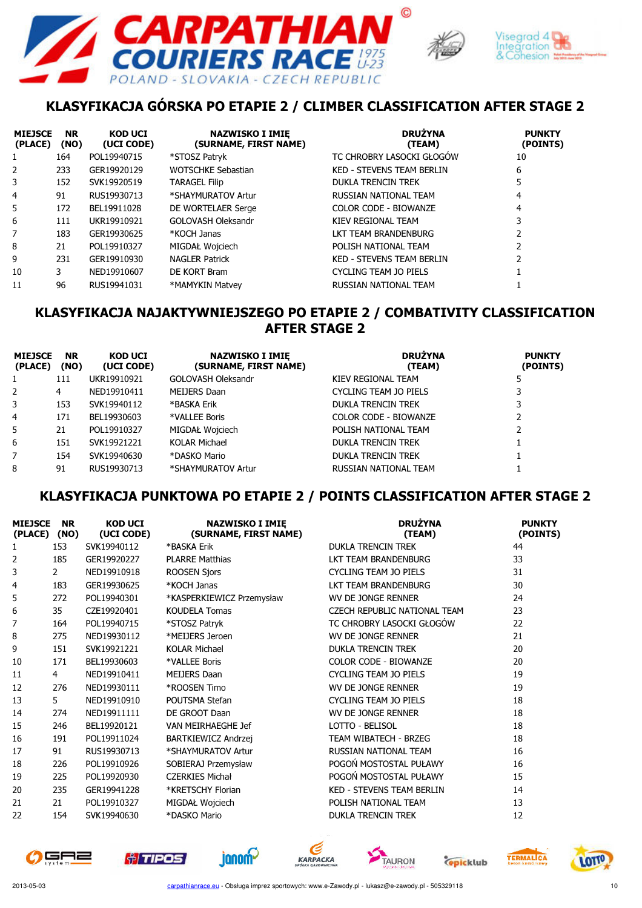# CARPATHIAN COURIERS RACE 1975 U-23

POLAND - SLOVAKIA - CZECH REPUBLIC

## KLASYFIKACJA GÓRSKA PO ETAPIE 2 / CLIMBER CLASSIFICATION AFTER STAGE 2

| MIEJSCE (PLACE) | NR (NO) | KOD UCI (UCI CODE) | NAZWISKO I IMIĘ (SURNAME, FIRST NAME) | DRUŻYNA (TEAM) | PUNKTY (POINTS) |
|---|---|---|---|---|---|
| 1 | 164 | POL19940715 | *STOSZ Patryk | TC CHROBRY LASOCKI GŁOGÓW | 10 |
| 2 | 233 | GER19920129 | WOTSCHKE Sebastian | KED - STEVENS TEAM BERLIN | 6 |
| 3 | 152 | SVK19920519 | TARAGEL Filip | DUKLA TRENCIN TREK | 5 |
| 4 | 91 | RUS19930713 | *SHAYMURATOV Artur | RUSSIAN NATIONAL TEAM | 4 |
| 5 | 172 | BEL19911028 | DE WORTELAER Serge | COLOR CODE - BIOWANZE | 4 |
| 6 | 111 | UKR19910921 | GOLOVASH Oleksandr | KIEV REGIONAL TEAM | 3 |
| 7 | 183 | GER19930625 | *KOCH Janas | LKT TEAM BRANDENBURG | 2 |
| 8 | 21 | POL19910327 | MIGDAŁ Wojciech | POLISH NATIONAL TEAM | 2 |
| 9 | 231 | GER19910930 | NAGLER Patrick | KED - STEVENS TEAM BERLIN | 2 |
| 10 | 3 | NED19910607 | DE KORT Bram | CYCLING TEAM JO PIELS | 1 |
| 11 | 96 | RUS19941031 | *MAMYKIN Matvey | RUSSIAN NATIONAL TEAM | 1 |

## KLASYFIKACJA NAJAKTYWNIEJSZEGO PO ETAPIE 2 / COMBATIVITY CLASSIFICATION AFTER STAGE 2

| MIEJSCE (PLACE) | NR (NO) | KOD UCI (UCI CODE) | NAZWISKO I IMIĘ (SURNAME, FIRST NAME) | DRUŻYNA (TEAM) | PUNKTY (POINTS) |
|---|---|---|---|---|---|
| 1 | 111 | UKR19910921 | GOLOVASH Oleksandr | KIEV REGIONAL TEAM | 5 |
| 2 | 4 | NED19910411 | MEIJERS Daan | CYCLING TEAM JO PIELS | 3 |
| 3 | 153 | SVK19940112 | *BASKA Erik | DUKLA TRENCIN TREK | 3 |
| 4 | 171 | BEL19930603 | *VALLEE Boris | COLOR CODE - BIOWANZE | 2 |
| 5 | 21 | POL19910327 | MIGDAŁ Wojciech | POLISH NATIONAL TEAM | 2 |
| 6 | 151 | SVK19921221 | KOLAR Michael | DUKLA TRENCIN TREK | 1 |
| 7 | 154 | SVK19940630 | *DASKO Mario | DUKLA TRENCIN TREK | 1 |
| 8 | 91 | RUS19930713 | *SHAYMURATOV Artur | RUSSIAN NATIONAL TEAM | 1 |

## KLASYFIKACJA PUNKTOWA PO ETAPIE 2 / POINTS CLASSIFICATION AFTER STAGE 2

| MIEJSCE (PLACE) | NR (NO) | KOD UCI (UCI CODE) | NAZWISKO I IMIĘ (SURNAME, FIRST NAME) | DRUŻYNA (TEAM) | PUNKTY (POINTS) |
|---|---|---|---|---|---|
| 1 | 153 | SVK19940112 | *BASKA Erik | DUKLA TRENCIN TREK | 44 |
| 2 | 185 | GER19920227 | PLARRE Matthias | LKT TEAM BRANDENBURG | 33 |
| 3 | 2 | NED19910918 | ROOSEN Sjors | CYCLING TEAM JO PIELS | 31 |
| 4 | 183 | GER19930625 | *KOCH Janas | LKT TEAM BRANDENBURG | 30 |
| 5 | 272 | POL19940301 | *KASPERKIEWICZ Przemysław | WV DE JONGE RENNER | 24 |
| 6 | 35 | CZE19920401 | KOUDELA Tomas | CZECH REPUBLIC NATIONAL TEAM | 23 |
| 7 | 164 | POL19940715 | *STOSZ Patryk | TC CHROBRY LASOCKI GŁOGÓW | 22 |
| 8 | 275 | NED19930112 | *MEIJERS Jeroen | WV DE JONGE RENNER | 21 |
| 9 | 151 | SVK19921221 | KOLAR Michael | DUKLA TRENCIN TREK | 20 |
| 10 | 171 | BEL19930603 | *VALLEE Boris | COLOR CODE - BIOWANZE | 20 |
| 11 | 4 | NED19910411 | MEIJERS Daan | CYCLING TEAM JO PIELS | 19 |
| 12 | 276 | NED19930111 | *ROOSEN Timo | WV DE JONGE RENNER | 19 |
| 13 | 5 | NED19910910 | POUTSMA Stefan | CYCLING TEAM JO PIELS | 18 |
| 14 | 274 | NED19911111 | DE GROOT Daan | WV DE JONGE RENNER | 18 |
| 15 | 246 | BEL19920121 | VAN MEIRHAEGHE Jef | LOTTO - BELISOL | 18 |
| 16 | 191 | POL19911024 | BARTKIEWICZ Andrzej | TEAM WIBATECH - BRZEG | 18 |
| 17 | 91 | RUS19930713 | *SHAYMURATOV Artur | RUSSIAN NATIONAL TEAM | 16 |
| 18 | 226 | POL19910926 | SOBIERAJ Przemysław | POGOŃ MOSTOSTAL PUŁAWY | 16 |
| 19 | 225 | POL19920930 | CZERKIES Michał | POGOŃ MOSTOSTAL PUŁAWY | 15 |
| 20 | 235 | GER19941228 | *KRETSCHY Florian | KED - STEVENS TEAM BERLIN | 14 |
| 21 | 21 | POL19910327 | MIGDAŁ Wojciech | POLISH NATIONAL TEAM | 13 |
| 22 | 154 | SVK19940630 | *DASKO Mario | DUKLA TRENCIN TREK | 12 |

2013-05-03 carpathianrace.eu - Obsługa imprez sportowych: www.e-Zawody.pl - lukasz@e-zawody.pl - 505329118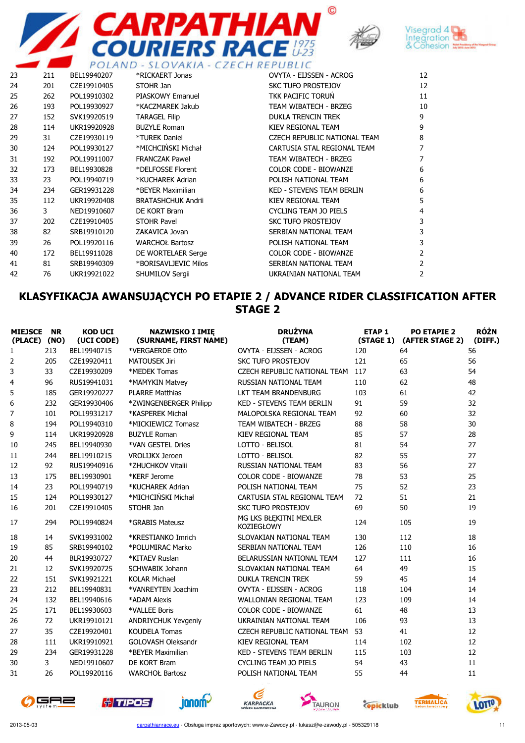| | | | | | |
|---|---|---|---|---|---|
| 23 | 211 | BEL19940207 | *RICKAERT Jonas | OVYTA - EIJSSEN - ACROG | 12 |
| 24 | 201 | CZE19910405 | STOHR Jan | SKC TUFO PROSTEJOV | 12 |
| 25 | 262 | POL19910302 | PIASKOWY Emanuel | TKK PACIFIC TORUŃ | 11 |
| 26 | 193 | POL19930927 | *KACZMAREK Jakub | TEAM WIBATECH - BRZEG | 10 |
| 27 | 152 | SVK19920519 | TARAGEL Filip | DUKLA TRENCIN TREK | 9 |
| 28 | 114 | UKR19920928 | BUZYLE Roman | KIEV REGIONAL TEAM | 9 |
| 29 | 31 | CZE19930119 | *TUREK Daniel | CZECH REPUBLIC NATIONAL TEAM | 8 |
| 30 | 124 | POL19930127 | *MICHCIŃSKI Michał | CARTUSIA STAL REGIONAL TEAM | 7 |
| 31 | 192 | POL19911007 | FRANCZAK Paweł | TEAM WIBATECH - BRZEG | 7 |
| 32 | 173 | BEL19930828 | *DELFOSSE Florent | COLOR CODE - BIOWANZE | 6 |
| 33 | 23 | POL19940719 | *KUCHAREK Adrian | POLISH NATIONAL TEAM | 6 |
| 34 | 234 | GER19931228 | *BEYER Maximilian | KED - STEVENS TEAM BERLIN | 6 |
| 35 | 112 | UKR19920408 | BRATASHCHUK Andrii | KIEV REGIONAL TEAM | 5 |
| 36 | 3 | NED19910607 | DE KORT Bram | CYCLING TEAM JO PIELS | 4 |
| 37 | 202 | CZE19910405 | STOHR Pavel | SKC TUFO PROSTEJOV | 3 |
| 38 | 82 | SRB19910120 | ZAKAVICA Jovan | SERBIAN NATIONAL TEAM | 3 |
| 39 | 26 | POL19920116 | WARCHOŁ Bartosz | POLISH NATIONAL TEAM | 3 |
| 40 | 172 | BEL19911028 | DE WORTELAER Serge | COLOR CODE - BIOWANZE | 2 |
| 41 | 81 | SRB19940309 | *BORISAVLJEVIC Milos | SERBIAN NATIONAL TEAM | 2 |
| 42 | 76 | UKR19921022 | SHUMILOV Sergii | UKRAINIAN NATIONAL TEAM | 2 |

## KLASYFIKACJA AWANSUJĄCYCH PO ETAPIE 2 / ADVANCE RIDER CLASSIFICATION AFTER STAGE 2

| MIEJSCE (PLACE) | NR (NO) | KOD UCI (UCI CODE) | NAZWISKO I IMIĘ (SURNAME, FIRST NAME) | DRUŻYNA (TEAM) | ETAP 1 (STAGE 1) | PO ETAPIE 2 (AFTER STAGE 2) | RÓŻN (DIFF.) |
|---|---|---|---|---|---|---|---|
| 1 | 213 | BEL19940715 | *VERGAERDE Otto | OVYTA - EIJSSEN - ACROG | 120 | 64 | 56 |
| 2 | 205 | CZE19920411 | MATOUSEK Jiri | SKC TUFO PROSTEJOV | 121 | 65 | 56 |
| 3 | 33 | CZE19930209 | *MEDEK Tomas | CZECH REPUBLIC NATIONAL TEAM | 117 | 63 | 54 |
| 4 | 96 | RUS19941031 | *MAMYKIN Matvey | RUSSIAN NATIONAL TEAM | 110 | 62 | 48 |
| 5 | 185 | GER19920227 | PLARRE Matthias | LKT TEAM BRANDENBURG | 103 | 61 | 42 |
| 6 | 232 | GER19930406 | *ZWINGENBERGER Philipp | KED - STEVENS TEAM BERLIN | 91 | 59 | 32 |
| 7 | 101 | POL19931217 | *KASPEREK Michał | MALOPOLSKA REGIONAL TEAM | 92 | 60 | 32 |
| 8 | 194 | POL19940310 | *MICKIEWICZ Tomasz | TEAM WIBATECH - BRZEG | 88 | 58 | 30 |
| 9 | 114 | UKR19920928 | BUZYLE Roman | KIEV REGIONAL TEAM | 85 | 57 | 28 |
| 10 | 245 | BEL19940930 | *VAN GESTEL Dries | LOTTO - BELISOL | 81 | 54 | 27 |
| 11 | 244 | BEL19910215 | VROLIJKX Jeroen | LOTTO - BELISOL | 82 | 55 | 27 |
| 12 | 92 | RUS19940916 | *ZHUCHKOV Vitalii | RUSSIAN NATIONAL TEAM | 83 | 56 | 27 |
| 13 | 175 | BEL19930901 | *KERF Jerome | COLOR CODE - BIOWANZE | 78 | 53 | 25 |
| 14 | 23 | POL19940719 | *KUCHAREK Adrian | POLISH NATIONAL TEAM | 75 | 52 | 23 |
| 15 | 124 | POL19930127 | *MICHCIŃSKI Michał | CARTUSIA STAL REGIONAL TEAM | 72 | 51 | 21 |
| 16 | 201 | CZE19910405 | STOHR Jan | SKC TUFO PROSTEJOV | 69 | 50 | 19 |
| 17 | 294 | POL19940824 | *GRABIS Mateusz | MG LKS BŁĘKITNI MEXLER KOZIEGŁOWY | 124 | 105 | 19 |
| 18 | 14 | SVK19931002 | *KRESTIANKO Imrich | SLOVAKIAN NATIONAL TEAM | 130 | 112 | 18 |
| 19 | 85 | SRB19940102 | *POLUMIRAC Marko | SERBIAN NATIONAL TEAM | 126 | 110 | 16 |
| 20 | 44 | BLR19930727 | *KITAEV Ruslan | BELARUSSIAN NATIONAL TEAM | 127 | 111 | 16 |
| 21 | 12 | SVK19920725 | SCHWABIK Johann | SLOVAKIAN NATIONAL TEAM | 64 | 49 | 15 |
| 22 | 151 | SVK19921221 | KOLAR Michael | DUKLA TRENCIN TREK | 59 | 45 | 14 |
| 23 | 212 | BEL19940831 | *VANREYTEN Joachim | OVYTA - EIJSSEN - ACROG | 118 | 104 | 14 |
| 24 | 132 | BEL19940616 | *ADAM Alexis | WALLONIAN REGIONAL TEAM | 123 | 109 | 14 |
| 25 | 171 | BEL19930603 | *VALLEE Boris | COLOR CODE - BIOWANZE | 61 | 48 | 13 |
| 26 | 72 | UKR19910121 | ANDRIYCHUK Yevgeniy | UKRAINIAN NATIONAL TEAM | 106 | 93 | 13 |
| 27 | 35 | CZE19920401 | KOUDELA Tomas | CZECH REPUBLIC NATIONAL TEAM | 53 | 41 | 12 |
| 28 | 111 | UKR19910921 | GOLOVASH Oleksandr | KIEV REGIONAL TEAM | 114 | 102 | 12 |
| 29 | 234 | GER19931228 | *BEYER Maximilian | KED - STEVENS TEAM BERLIN | 115 | 103 | 12 |
| 30 | 3 | NED19910607 | DE KORT Bram | CYCLING TEAM JO PIELS | 54 | 43 | 11 |
| 31 | 26 | POL19920116 | WARCHOŁ Bartosz | POLISH NATIONAL TEAM | 55 | 44 | 11 |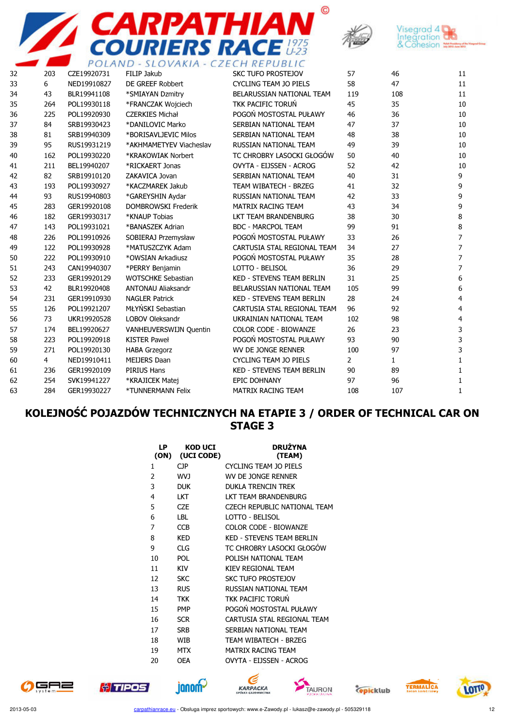| | | | | | | | |
|---|---|---|---|---|---|---|---|
| 32 | 203 | CZE19920731 | FILIP Jakub | SKC TUFO PROSTEJOV | 57 | 46 | 11 |
| 33 | 6 | NED19910827 | DE GREEF Robbert | CYCLING TEAM JO PIELS | 58 | 47 | 11 |
| 34 | 43 | BLR19941108 | *SMIAYAN Dzmitry | BELARUSSIAN NATIONAL TEAM | 119 | 108 | 11 |
| 35 | 264 | POL19930118 | *FRANCZAK Wojciech | TKK PACIFIC TORUŃ | 45 | 35 | 10 |
| 36 | 225 | POL19920930 | CZERKIES Michał | POGOŃ MOSTOSTAL PUŁAWY | 46 | 36 | 10 |
| 37 | 84 | SRB19930423 | *DANILOVIC Marko | SERBIAN NATIONAL TEAM | 47 | 37 | 10 |
| 38 | 81 | SRB19940309 | *BORISAVLJEVIC Milos | SERBIAN NATIONAL TEAM | 48 | 38 | 10 |
| 39 | 95 | RUS19931219 | *AKHMAMETYEV Viacheslav | RUSSIAN NATIONAL TEAM | 49 | 39 | 10 |
| 40 | 162 | POL19930220 | *KRAKOWIAK Norbert | TC CHROBRY LASOCKI GŁOGÓW | 50 | 40 | 10 |
| 41 | 211 | BEL19940207 | *RICKAERT Jonas | OVYTA - EIJSSEN - ACROG | 52 | 42 | 10 |
| 42 | 82 | SRB19910120 | ZAKAVICA Jovan | SERBIAN NATIONAL TEAM | 40 | 31 | 9 |
| 43 | 193 | POL19930927 | *KACZMAREK Jakub | TEAM WIBATECH - BRZEG | 41 | 32 | 9 |
| 44 | 93 | RUS19940803 | *GAREYSHIN Aydar | RUSSIAN NATIONAL TEAM | 42 | 33 | 9 |
| 45 | 283 | GER19920108 | DOMBROWSKI Frederik | MATRIX RACING TEAM | 43 | 34 | 9 |
| 46 | 182 | GER19930317 | *KNAUP Tobias | LKT TEAM BRANDENBURG | 38 | 30 | 8 |
| 47 | 143 | POL19931021 | *BANASZEK Adrian | BDC - MARCPOL TEAM | 99 | 91 | 8 |
| 48 | 226 | POL19910926 | SOBIERAJ Przemysław | POGOŃ MOSTOSTAL PUŁAWY | 33 | 26 | 7 |
| 49 | 122 | POL19930928 | *MATUSZCZYK Adam | CARTUSIA STAL REGIONAL TEAM | 34 | 27 | 7 |
| 50 | 222 | POL19930910 | *OWSIAN Arkadiusz | POGOŃ MOSTOSTAL PUŁAWY | 35 | 28 | 7 |
| 51 | 243 | CAN19940307 | *PERRY Benjamin | LOTTO - BELISOL | 36 | 29 | 7 |
| 52 | 233 | GER19920129 | WOTSCHKE Sebastian | KED - STEVENS TEAM BERLIN | 31 | 25 | 6 |
| 53 | 42 | BLR19920408 | ANTONAU Aliaksandr | BELARUSSIAN NATIONAL TEAM | 105 | 99 | 6 |
| 54 | 231 | GER19910930 | NAGLER Patrick | KED - STEVENS TEAM BERLIN | 28 | 24 | 4 |
| 55 | 126 | POL19921207 | MŁYŃSKI Sebastian | CARTUSIA STAL REGIONAL TEAM | 96 | 92 | 4 |
| 56 | 73 | UKR19920528 | LOBOV Oleksandr | UKRAINIAN NATIONAL TEAM | 102 | 98 | 4 |
| 57 | 174 | BEL19920627 | VANHEUVERSWIJN Quentin | COLOR CODE - BIOWANZE | 26 | 23 | 3 |
| 58 | 223 | POL19920918 | KISTER Paweł | POGOŃ MOSTOSTAL PUŁAWY | 93 | 90 | 3 |
| 59 | 271 | POL19920130 | HABA Grzegorz | WV DE JONGE RENNER | 100 | 97 | 3 |
| 60 | 4 | NED19910411 | MEIJERS Daan | CYCLING TEAM JO PIELS | 2 | 1 | 1 |
| 61 | 236 | GER19920109 | PIRIUS Hans | KED - STEVENS TEAM BERLIN | 90 | 89 | 1 |
| 62 | 254 | SVK19941227 | *KRAJICEK Matej | EPIC DOHNANY | 97 | 96 | 1 |
| 63 | 284 | GER19930227 | *TUNNERMANN Felix | MATRIX RACING TEAM | 108 | 107 | 1 |

## KOLEJNOŚĆ POJAZDÓW TECHNICZNYCH NA ETAPIE 3 / ORDER OF TECHNICAL CAR ON STAGE 3

| LP (ON) | KOD UCI (UCI CODE) | DRUŻYNA (TEAM) |
|---|---|---|
| 1 | CJP | CYCLING TEAM JO PIELS |
| 2 | WVJ | WV DE JONGE RENNER |
| 3 | DUK | DUKLA TRENCIN TREK |
| 4 | LKT | LKT TEAM BRANDENBURG |
| 5 | CZE | CZECH REPUBLIC NATIONAL TEAM |
| 6 | LBL | LOTTO - BELISOL |
| 7 | CCB | COLOR CODE - BIOWANZE |
| 8 | KED | KED - STEVENS TEAM BERLIN |
| 9 | CLG | TC CHROBRY LASOCKI GŁOGÓW |
| 10 | POL | POLISH NATIONAL TEAM |
| 11 | KIV | KIEV REGIONAL TEAM |
| 12 | SKC | SKC TUFO PROSTEJOV |
| 13 | RUS | RUSSIAN NATIONAL TEAM |
| 14 | TKK | TKK PACIFIC TORUŃ |
| 15 | PMP | POGOŃ MOSTOSTAL PUŁAWY |
| 16 | SCR | CARTUSIA STAL REGIONAL TEAM |
| 17 | SRB | SERBIAN NATIONAL TEAM |
| 18 | WIB | TEAM WIBATECH - BRZEG |
| 19 | MTX | MATRIX RACING TEAM |
| 20 | OEA | OVYTA - EIJSSEN - ACROG |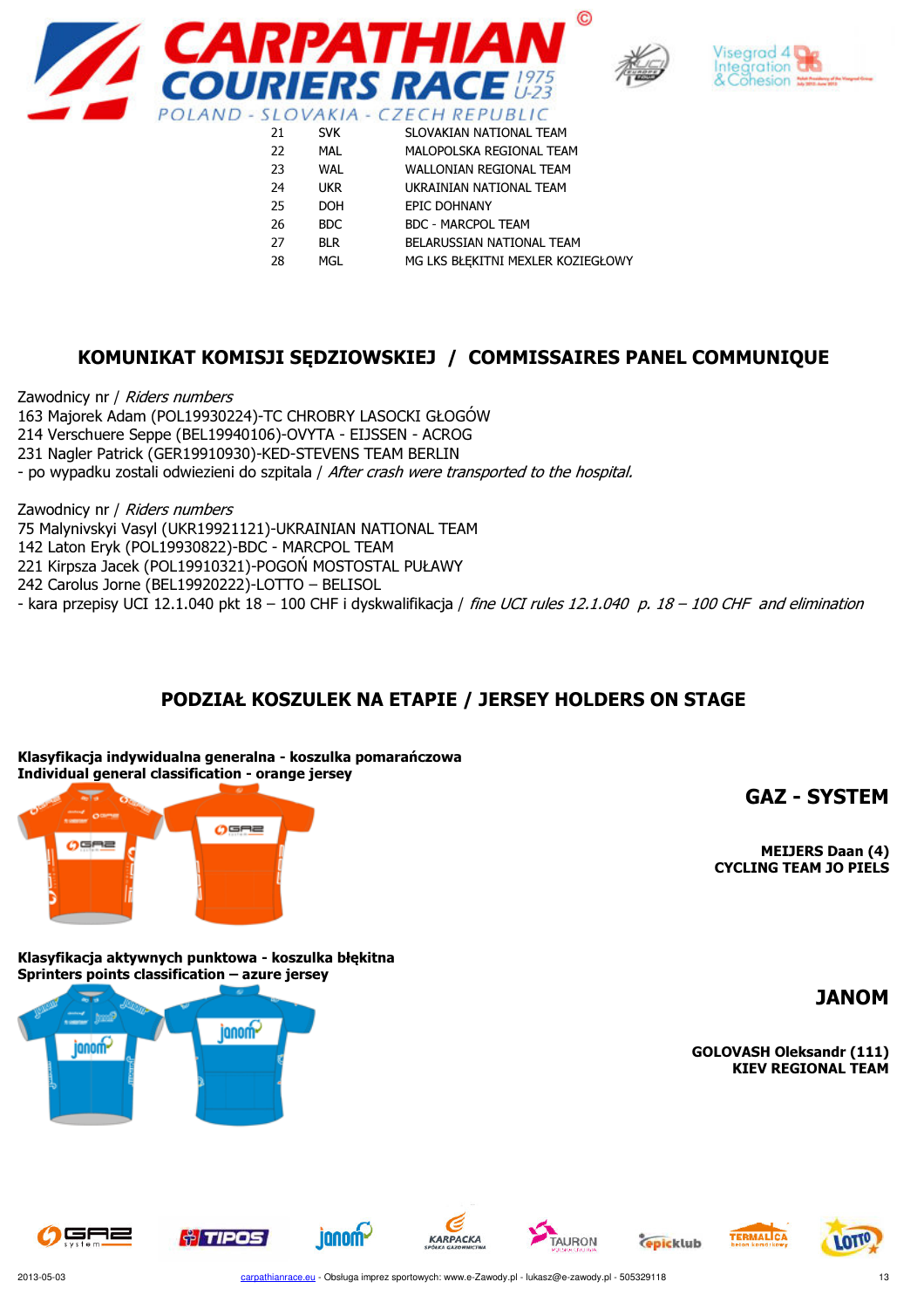| | | |
|---|---|---|
| 21 | SVK | SLOVAKIAN NATIONAL TEAM |
| 22 | MAL | MALOPOLSKA REGIONAL TEAM |
| 23 | WAL | WALLONIAN REGIONAL TEAM |
| 24 | UKR | UKRAINIAN NATIONAL TEAM |
| 25 | DOH | EPIC DOHNANY |
| 26 | BDC | BDC - MARCPOL TEAM |
| 27 | BLR | BELARUSSIAN NATIONAL TEAM |
| 28 | MGL | MG LKS BŁĘKITNI MEXLER KOZIEGŁOWY |

## KOMUNIKAT KOMISJI SĘDZIOWSKIEJ / COMMISSAIRES PANEL COMMUNIQUE

Zawodnicy nr / *Riders numbers*
163 Majorek Adam (POL19930224)-TC CHROBRY LASOCKI GŁOGÓW
214 Verschuere Seppe (BEL19940106)-OVYTA - EIJSSEN - ACROG
231 Nagler Patrick (GER19910930)-KED-STEVENS TEAM BERLIN
- po wypadku zostali odwiezieni do szpitala / *After crash were transported to the hospital.*

Zawodnicy nr / *Riders numbers*
75 Malynivskyi Vasyl (UKR19921121)-UKRAINIAN NATIONAL TEAM
142 Laton Eryk (POL19930822)-BDC - MARCPOL TEAM
221 Kirpsza Jacek (POL19910321)-POGOŃ MOSTOSTAL PUŁAWY
242 Carolus Jorne (BEL19920222)-LOTTO – BELISOL
- kara przepisy UCI 12.1.040 pkt 18 – 100 CHF i dyskwalifikacja / *fine UCI rules 12.1.040 p. 18 – 100 CHF and elimination*

## PODZIAŁ KOSZULEK NA ETAPIE / JERSEY HOLDERS ON STAGE

**Klasyfikacja indywidualna generalna - koszulka pomarańczowa**
**Individual general classification - orange jersey**

**GAZ - SYSTEM**

**MEIJERS Daan (4)**
**CYCLING TEAM JO PIELS**

**Klasyfikacja aktywnych punktowa - koszulka błękitna**
**Sprinters points classification – azure jersey**

**JANOM**

**GOLOVASH Oleksandr (111)**
**KIEV REGIONAL TEAM**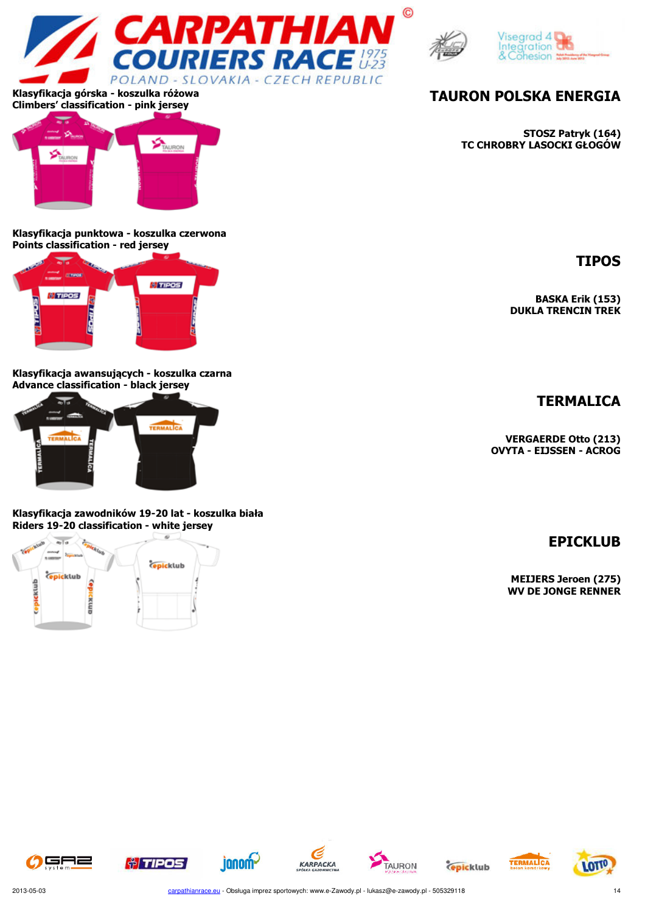Klasyfikacja górska - koszulka różowa
Climbers' classification - pink jersey

## TAURON POLSKA ENERGIA

**STOSZ Patryk (164)**
**TC CHROBRY LASOCKI GŁOGÓW**

Klasyfikacja punktowa - koszulka czerwona
Points classification - red jersey

## TIPOS

**BASKA Erik (153)**
**DUKLA TRENCIN TREK**

Klasyfikacja awansujących - koszulka czarna
Advance classification - black jersey

## TERMALICA

**VERGAERDE Otto (213)**
**OVYTA - EIJSSEN - ACROG**

Klasyfikacja zawodników 19-20 lat - koszulka biała
Riders 19-20 classification - white jersey

## EPICKLUB

**MEIJERS Jeroen (275)**
**WV DE JONGE RENNER**